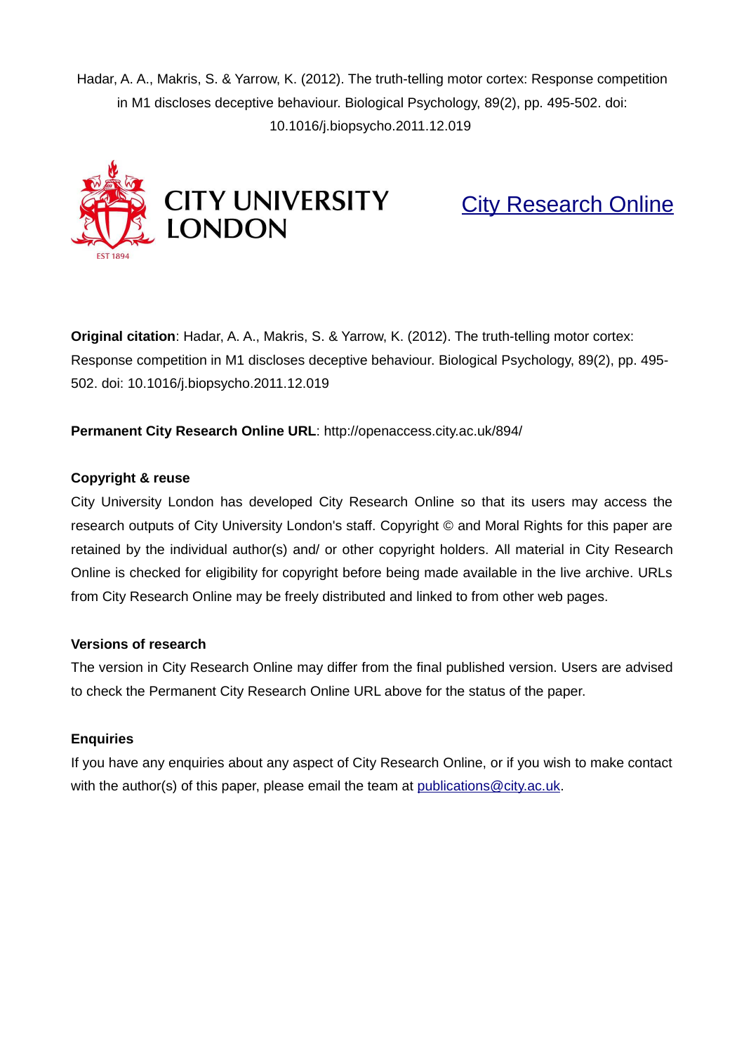Hadar, A. A., Makris, S. & Yarrow, K. (2012). The truth-telling motor cortex: Response competition in M1 discloses deceptive behaviour. Biological Psychology, 89(2), pp. 495-502. doi: 10.1016/j.biopsycho.2011.12.019

CITY UNIVERSITY LONDON

EST 1894

City Research Online

**Original citation**: Hadar, A. A., Makris, S. & Yarrow, K. (2012). The truth-telling motor cortex: Response competition in M1 discloses deceptive behaviour. Biological Psychology, 89(2), pp. 495-502. doi: 10.1016/j.biopsycho.2011.12.019

**Permanent City Research Online URL**: http://openaccess.city.ac.uk/894/

**Copyright & reuse**

City University London has developed City Research Online so that its users may access the research outputs of City University London's staff. Copyright © and Moral Rights for this paper are retained by the individual author(s) and/ or other copyright holders. All material in City Research Online is checked for eligibility for copyright before being made available in the live archive. URLs from City Research Online may be freely distributed and linked to from other web pages.

**Versions of research**

The version in City Research Online may differ from the final published version. Users are advised to check the Permanent City Research Online URL above for the status of the paper.

**Enquiries**

If you have any enquiries about any aspect of City Research Online, or if you wish to make contact with the author(s) of this paper, please email the team at publications@city.ac.uk.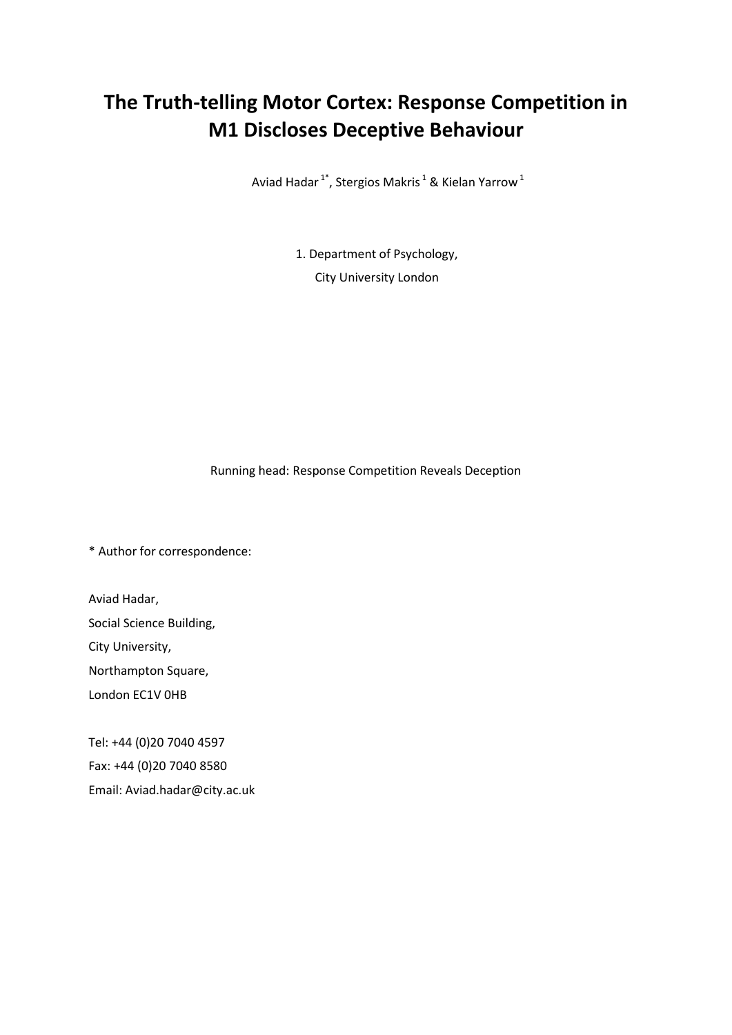# The Truth-telling Motor Cortex: Response Competition in M1 Discloses Deceptive Behaviour

Aviad Hadar [1*], Stergios Makris [1] & Kielan Yarrow [1]

1. Department of Psychology,
City University London

Running head: Response Competition Reveals Deception

* Author for correspondence:

Aviad Hadar,
Social Science Building,
City University,
Northampton Square,
London EC1V 0HB

Tel: +44 (0)20 7040 4597
Fax: +44 (0)20 7040 8580
Email: Aviad.hadar@city.ac.uk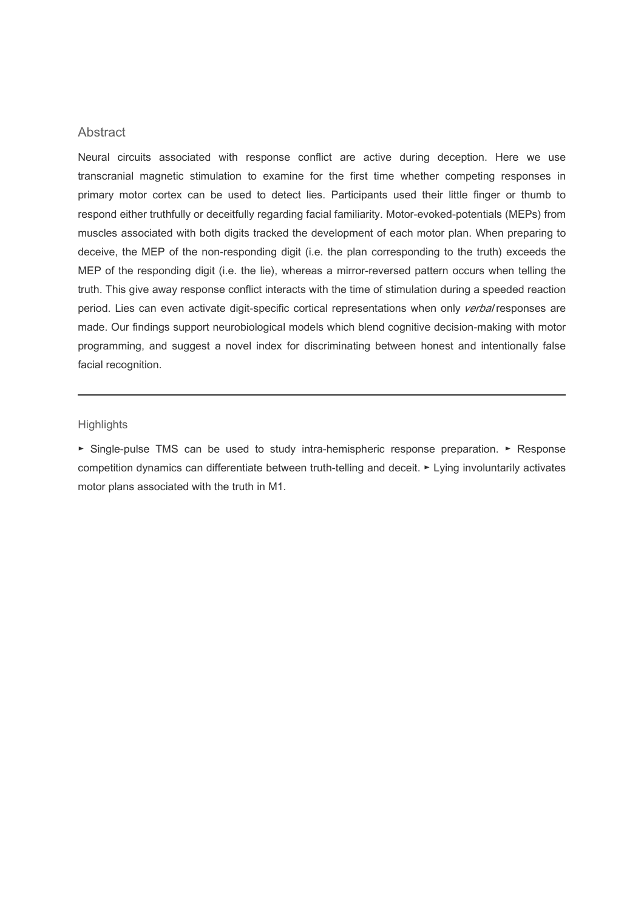## Abstract

Neural circuits associated with response conflict are active during deception. Here we use transcranial magnetic stimulation to examine for the first time whether competing responses in primary motor cortex can be used to detect lies. Participants used their little finger or thumb to respond either truthfully or deceitfully regarding facial familiarity. Motor-evoked-potentials (MEPs) from muscles associated with both digits tracked the development of each motor plan. When preparing to deceive, the MEP of the non-responding digit (i.e. the plan corresponding to the truth) exceeds the MEP of the responding digit (i.e. the lie), whereas a mirror-reversed pattern occurs when telling the truth. This give away response conflict interacts with the time of stimulation during a speeded reaction period. Lies can even activate digit-specific cortical representations when only *verbal* responses are made. Our findings support neurobiological models which blend cognitive decision-making with motor programming, and suggest a novel index for discriminating between honest and intentionally false facial recognition.

---

## Highlights

► Single-pulse TMS can be used to study intra-hemispheric response preparation. ► Response competition dynamics can differentiate between truth-telling and deceit. ► Lying involuntarily activates motor plans associated with the truth in M1.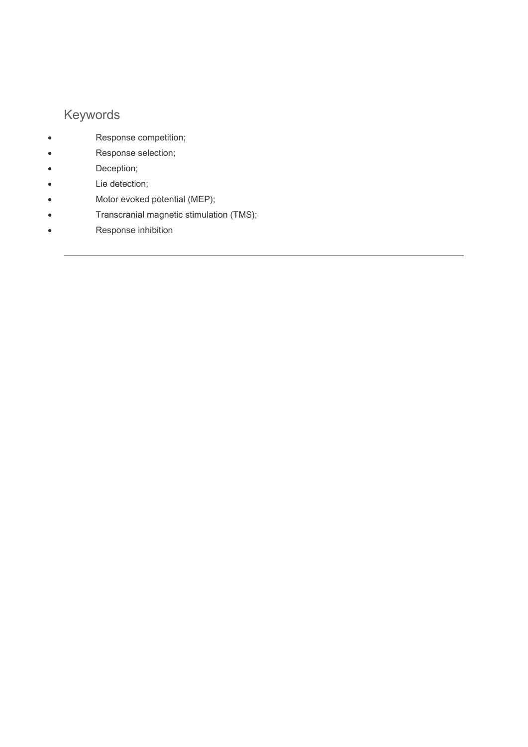## Keywords

- Response competition;
- Response selection;
- Deception;
- Lie detection;
- Motor evoked potential (MEP);
- Transcranial magnetic stimulation (TMS);
- Response inhibition

---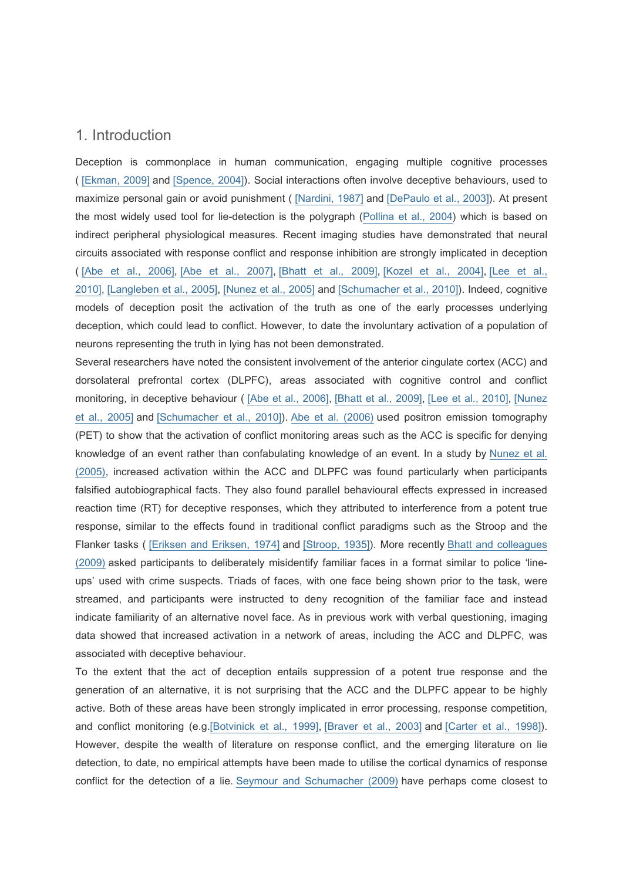## 1. Introduction

Deception is commonplace in human communication, engaging multiple cognitive processes ( [Ekman, 2009] and [Spence, 2004]). Social interactions often involve deceptive behaviours, used to maximize personal gain or avoid punishment ( [Nardini, 1987] and [DePaulo et al., 2003]). At present the most widely used tool for lie-detection is the polygraph (Pollina et al., 2004) which is based on indirect peripheral physiological measures. Recent imaging studies have demonstrated that neural circuits associated with response conflict and response inhibition are strongly implicated in deception ( [Abe et al., 2006], [Abe et al., 2007], [Bhatt et al., 2009], [Kozel et al., 2004], [Lee et al., 2010], [Langleben et al., 2005], [Nunez et al., 2005] and [Schumacher et al., 2010]). Indeed, cognitive models of deception posit the activation of the truth as one of the early processes underlying deception, which could lead to conflict. However, to date the involuntary activation of a population of neurons representing the truth in lying has not been demonstrated.

Several researchers have noted the consistent involvement of the anterior cingulate cortex (ACC) and dorsolateral prefrontal cortex (DLPFC), areas associated with cognitive control and conflict monitoring, in deceptive behaviour ( [Abe et al., 2006], [Bhatt et al., 2009], [Lee et al., 2010], [Nunez et al., 2005] and [Schumacher et al., 2010]). Abe et al. (2006) used positron emission tomography (PET) to show that the activation of conflict monitoring areas such as the ACC is specific for denying knowledge of an event rather than confabulating knowledge of an event. In a study by Nunez et al. (2005), increased activation within the ACC and DLPFC was found particularly when participants falsified autobiographical facts. They also found parallel behavioural effects expressed in increased reaction time (RT) for deceptive responses, which they attributed to interference from a potent true response, similar to the effects found in traditional conflict paradigms such as the Stroop and the Flanker tasks ( [Eriksen and Eriksen, 1974] and [Stroop, 1935]). More recently Bhatt and colleagues (2009) asked participants to deliberately misidentify familiar faces in a format similar to police 'line-ups' used with crime suspects. Triads of faces, with one face being shown prior to the task, were streamed, and participants were instructed to deny recognition of the familiar face and instead indicate familiarity of an alternative novel face. As in previous work with verbal questioning, imaging data showed that increased activation in a network of areas, including the ACC and DLPFC, was associated with deceptive behaviour.

To the extent that the act of deception entails suppression of a potent true response and the generation of an alternative, it is not surprising that the ACC and the DLPFC appear to be highly active. Both of these areas have been strongly implicated in error processing, response competition, and conflict monitoring (e.g.[Botvinick et al., 1999], [Braver et al., 2003] and [Carter et al., 1998]). However, despite the wealth of literature on response conflict, and the emerging literature on lie detection, to date, no empirical attempts have been made to utilise the cortical dynamics of response conflict for the detection of a lie. Seymour and Schumacher (2009) have perhaps come closest to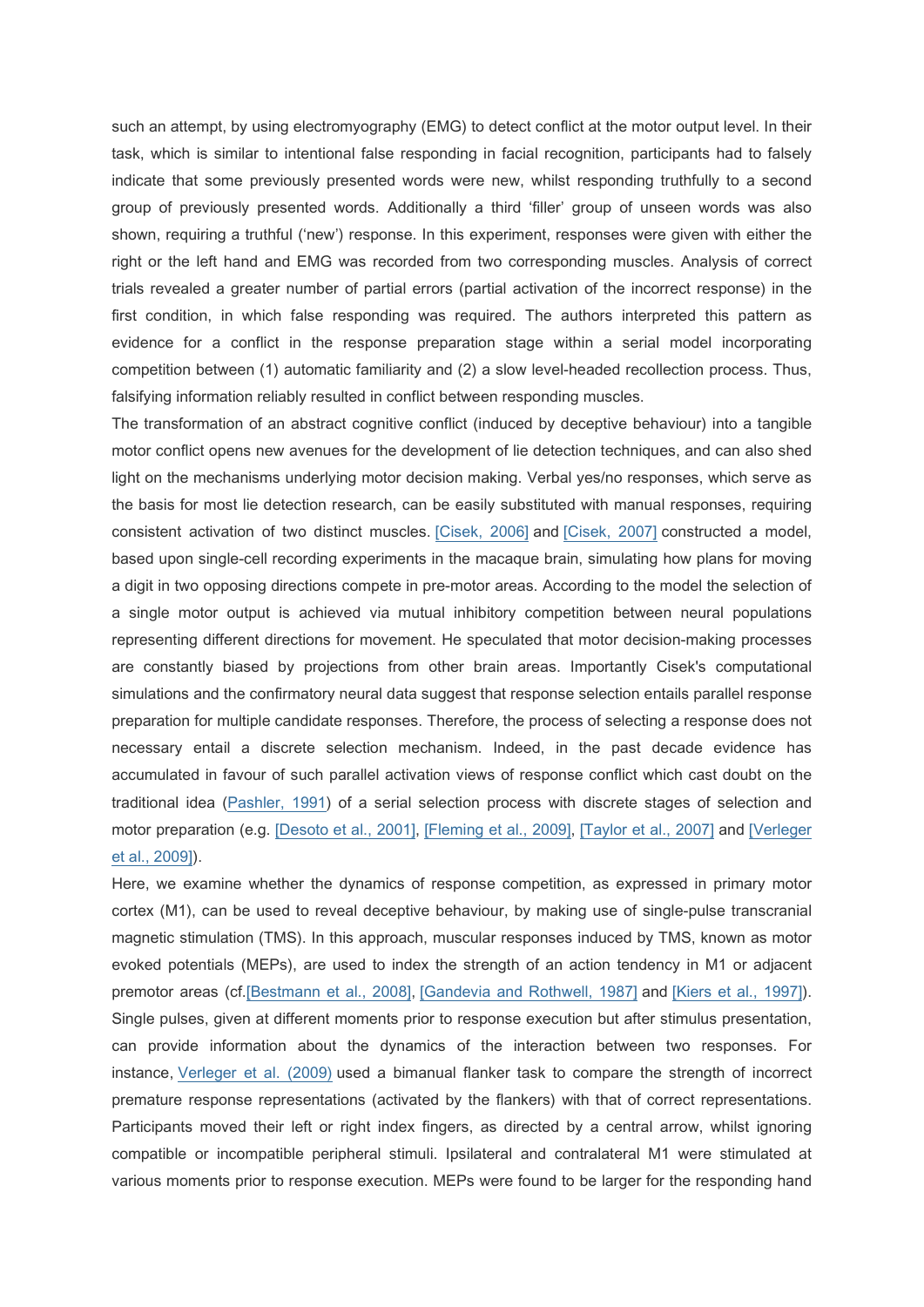such an attempt, by using electromyography (EMG) to detect conflict at the motor output level. In their task, which is similar to intentional false responding in facial recognition, participants had to falsely indicate that some previously presented words were new, whilst responding truthfully to a second group of previously presented words. Additionally a third 'filler' group of unseen words was also shown, requiring a truthful ('new') response. In this experiment, responses were given with either the right or the left hand and EMG was recorded from two corresponding muscles. Analysis of correct trials revealed a greater number of partial errors (partial activation of the incorrect response) in the first condition, in which false responding was required. The authors interpreted this pattern as evidence for a conflict in the response preparation stage within a serial model incorporating competition between (1) automatic familiarity and (2) a slow level-headed recollection process. Thus, falsifying information reliably resulted in conflict between responding muscles.

The transformation of an abstract cognitive conflict (induced by deceptive behaviour) into a tangible motor conflict opens new avenues for the development of lie detection techniques, and can also shed light on the mechanisms underlying motor decision making. Verbal yes/no responses, which serve as the basis for most lie detection research, can be easily substituted with manual responses, requiring consistent activation of two distinct muscles. [Cisek, 2006] and [Cisek, 2007] constructed a model, based upon single-cell recording experiments in the macaque brain, simulating how plans for moving a digit in two opposing directions compete in pre-motor areas. According to the model the selection of a single motor output is achieved via mutual inhibitory competition between neural populations representing different directions for movement. He speculated that motor decision-making processes are constantly biased by projections from other brain areas. Importantly Cisek's computational simulations and the confirmatory neural data suggest that response selection entails parallel response preparation for multiple candidate responses. Therefore, the process of selecting a response does not necessary entail a discrete selection mechanism. Indeed, in the past decade evidence has accumulated in favour of such parallel activation views of response conflict which cast doubt on the traditional idea (Pashler, 1991) of a serial selection process with discrete stages of selection and motor preparation (e.g. [Desoto et al., 2001], [Fleming et al., 2009], [Taylor et al., 2007] and [Verleger et al., 2009]).

Here, we examine whether the dynamics of response competition, as expressed in primary motor cortex (M1), can be used to reveal deceptive behaviour, by making use of single-pulse transcranial magnetic stimulation (TMS). In this approach, muscular responses induced by TMS, known as motor evoked potentials (MEPs), are used to index the strength of an action tendency in M1 or adjacent premotor areas (cf.[Bestmann et al., 2008], [Gandevia and Rothwell, 1987] and [Kiers et al., 1997]). Single pulses, given at different moments prior to response execution but after stimulus presentation, can provide information about the dynamics of the interaction between two responses. For instance, Verleger et al. (2009) used a bimanual flanker task to compare the strength of incorrect premature response representations (activated by the flankers) with that of correct representations. Participants moved their left or right index fingers, as directed by a central arrow, whilst ignoring compatible or incompatible peripheral stimuli. Ipsilateral and contralateral M1 were stimulated at various moments prior to response execution. MEPs were found to be larger for the responding hand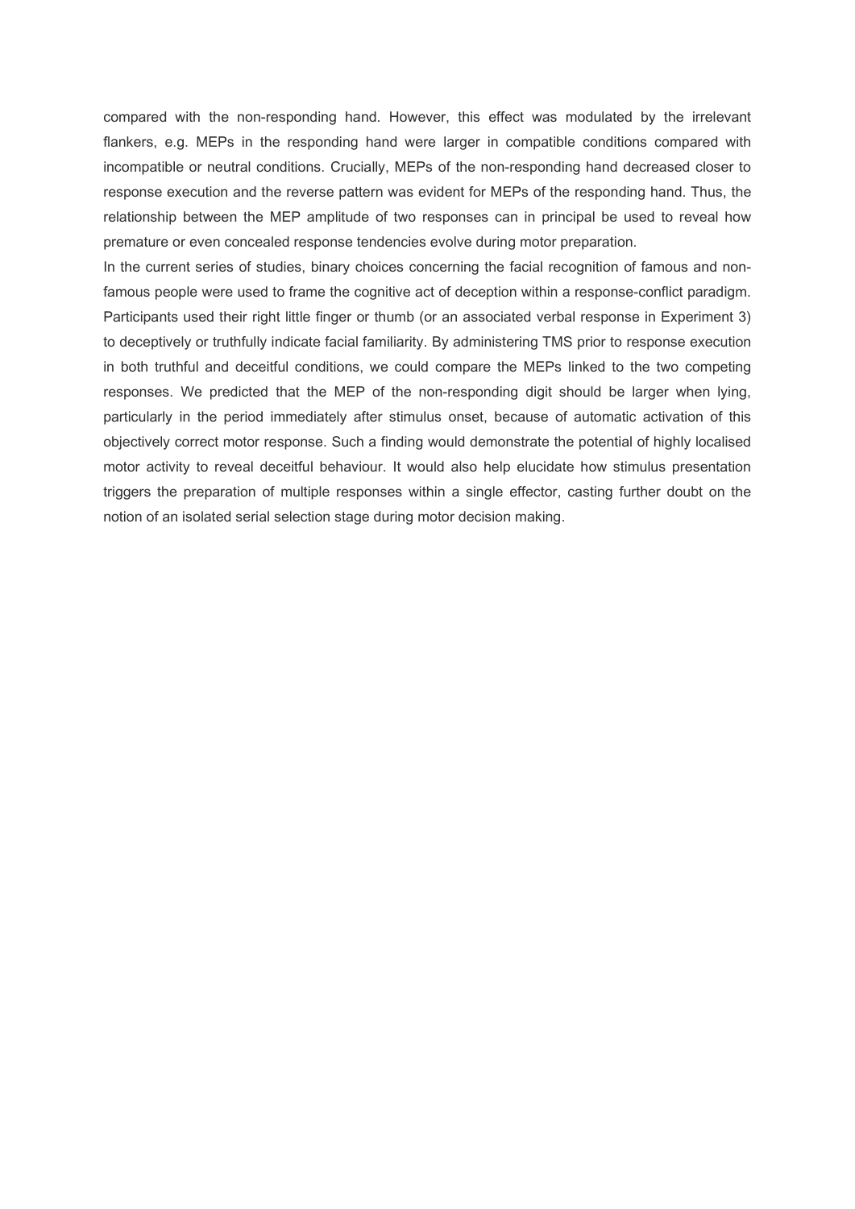compared with the non-responding hand. However, this effect was modulated by the irrelevant flankers, e.g. MEPs in the responding hand were larger in compatible conditions compared with incompatible or neutral conditions. Crucially, MEPs of the non-responding hand decreased closer to response execution and the reverse pattern was evident for MEPs of the responding hand. Thus, the relationship between the MEP amplitude of two responses can in principal be used to reveal how premature or even concealed response tendencies evolve during motor preparation.

In the current series of studies, binary choices concerning the facial recognition of famous and non-famous people were used to frame the cognitive act of deception within a response-conflict paradigm. Participants used their right little finger or thumb (or an associated verbal response in Experiment 3) to deceptively or truthfully indicate facial familiarity. By administering TMS prior to response execution in both truthful and deceitful conditions, we could compare the MEPs linked to the two competing responses. We predicted that the MEP of the non-responding digit should be larger when lying, particularly in the period immediately after stimulus onset, because of automatic activation of this objectively correct motor response. Such a finding would demonstrate the potential of highly localised motor activity to reveal deceitful behaviour. It would also help elucidate how stimulus presentation triggers the preparation of multiple responses within a single effector, casting further doubt on the notion of an isolated serial selection stage during motor decision making.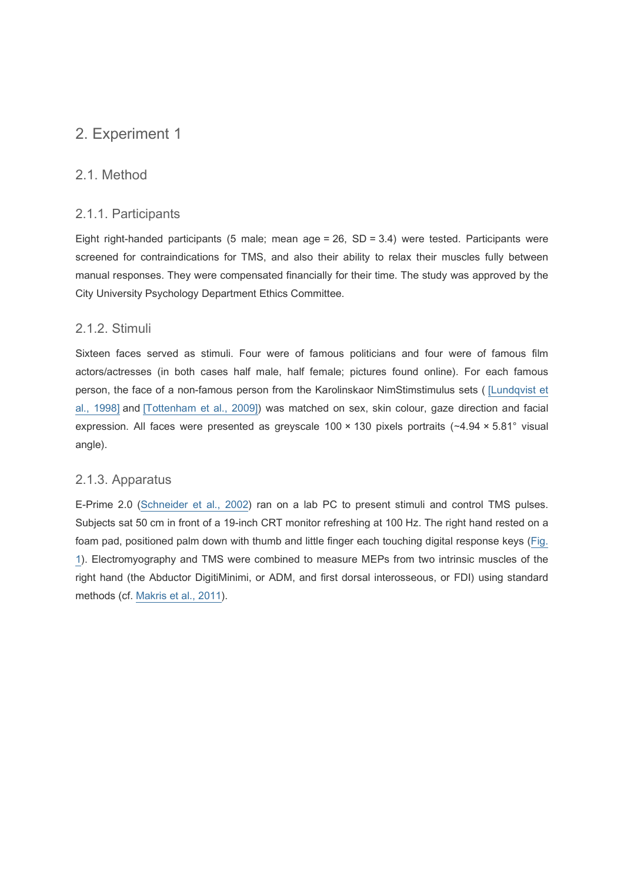## 2. Experiment 1

### 2.1. Method

#### 2.1.1. Participants

Eight right-handed participants (5 male; mean age = 26, SD = 3.4) were tested. Participants were screened for contraindications for TMS, and also their ability to relax their muscles fully between manual responses. They were compensated financially for their time. The study was approved by the City University Psychology Department Ethics Committee.

#### 2.1.2. Stimuli

Sixteen faces served as stimuli. Four were of famous politicians and four were of famous film actors/actresses (in both cases half male, half female; pictures found online). For each famous person, the face of a non-famous person from the Karolinskaor NimStimstimulus sets ( [Lundqvist et al., 1998] and [Tottenham et al., 2009]) was matched on sex, skin colour, gaze direction and facial expression. All faces were presented as greyscale 100 × 130 pixels portraits (~4.94 × 5.81° visual angle).

#### 2.1.3. Apparatus

E-Prime 2.0 (Schneider et al., 2002) ran on a lab PC to present stimuli and control TMS pulses. Subjects sat 50 cm in front of a 19-inch CRT monitor refreshing at 100 Hz. The right hand rested on a foam pad, positioned palm down with thumb and little finger each touching digital response keys (Fig. 1). Electromyography and TMS were combined to measure MEPs from two intrinsic muscles of the right hand (the Abductor DigitiMinimi, or ADM, and first dorsal interosseous, or FDI) using standard methods (cf. Makris et al., 2011).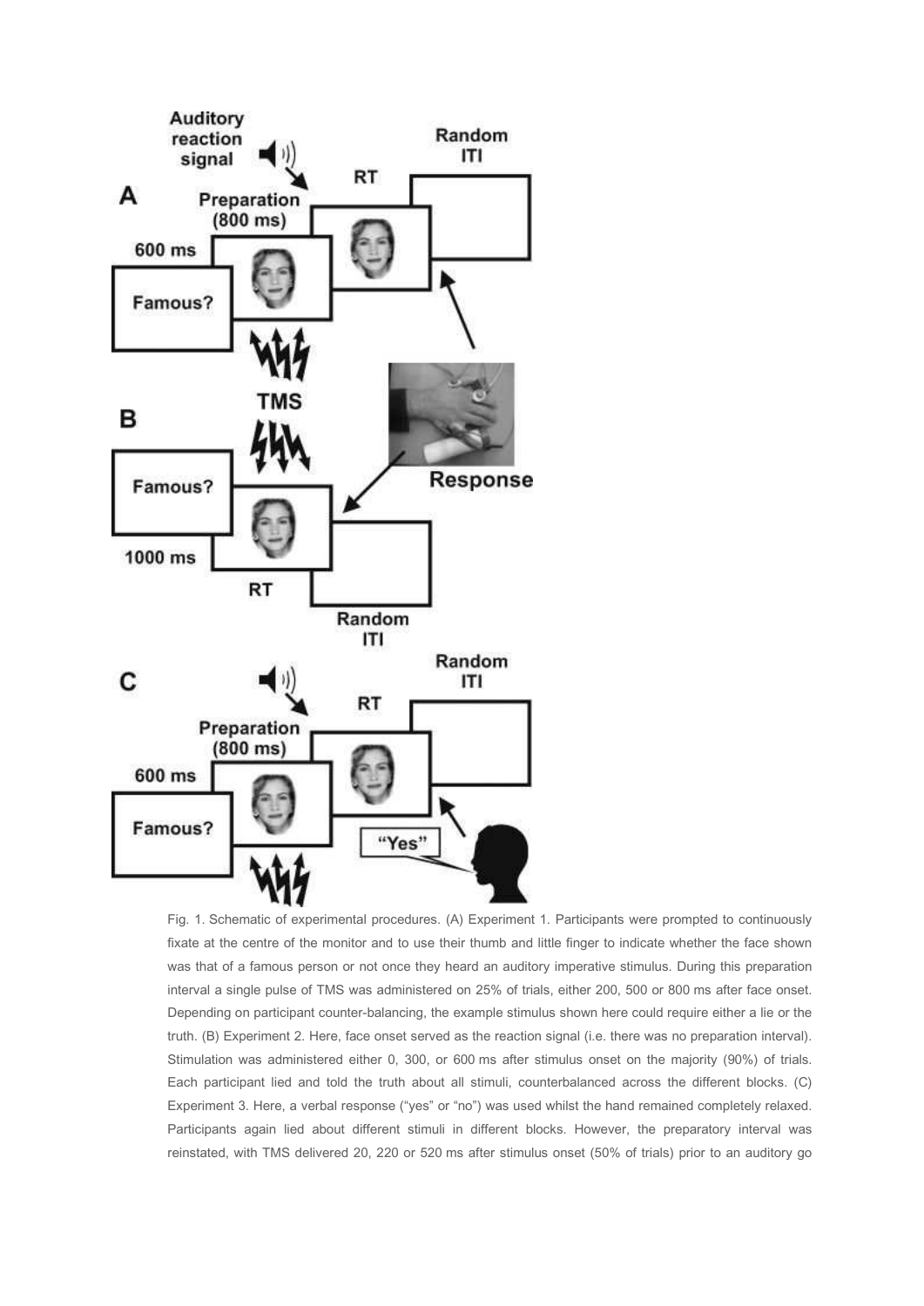Fig. 1. Schematic of experimental procedures. (A) Experiment 1. Participants were prompted to continuously fixate at the centre of the monitor and to use their thumb and little finger to indicate whether the face shown was that of a famous person or not once they heard an auditory imperative stimulus. During this preparation interval a single pulse of TMS was administered on 25% of trials, either 200, 500 or 800 ms after face onset. Depending on participant counter-balancing, the example stimulus shown here could require either a lie or the truth. (B) Experiment 2. Here, face onset served as the reaction signal (i.e. there was no preparation interval). Stimulation was administered either 0, 300, or 600 ms after stimulus onset on the majority (90%) of trials. Each participant lied and told the truth about all stimuli, counterbalanced across the different blocks. (C) Experiment 3. Here, a verbal response ("yes" or "no") was used whilst the hand remained completely relaxed. Participants again lied about different stimuli in different blocks. However, the preparatory interval was reinstated, with TMS delivered 20, 220 or 520 ms after stimulus onset (50% of trials) prior to an auditory go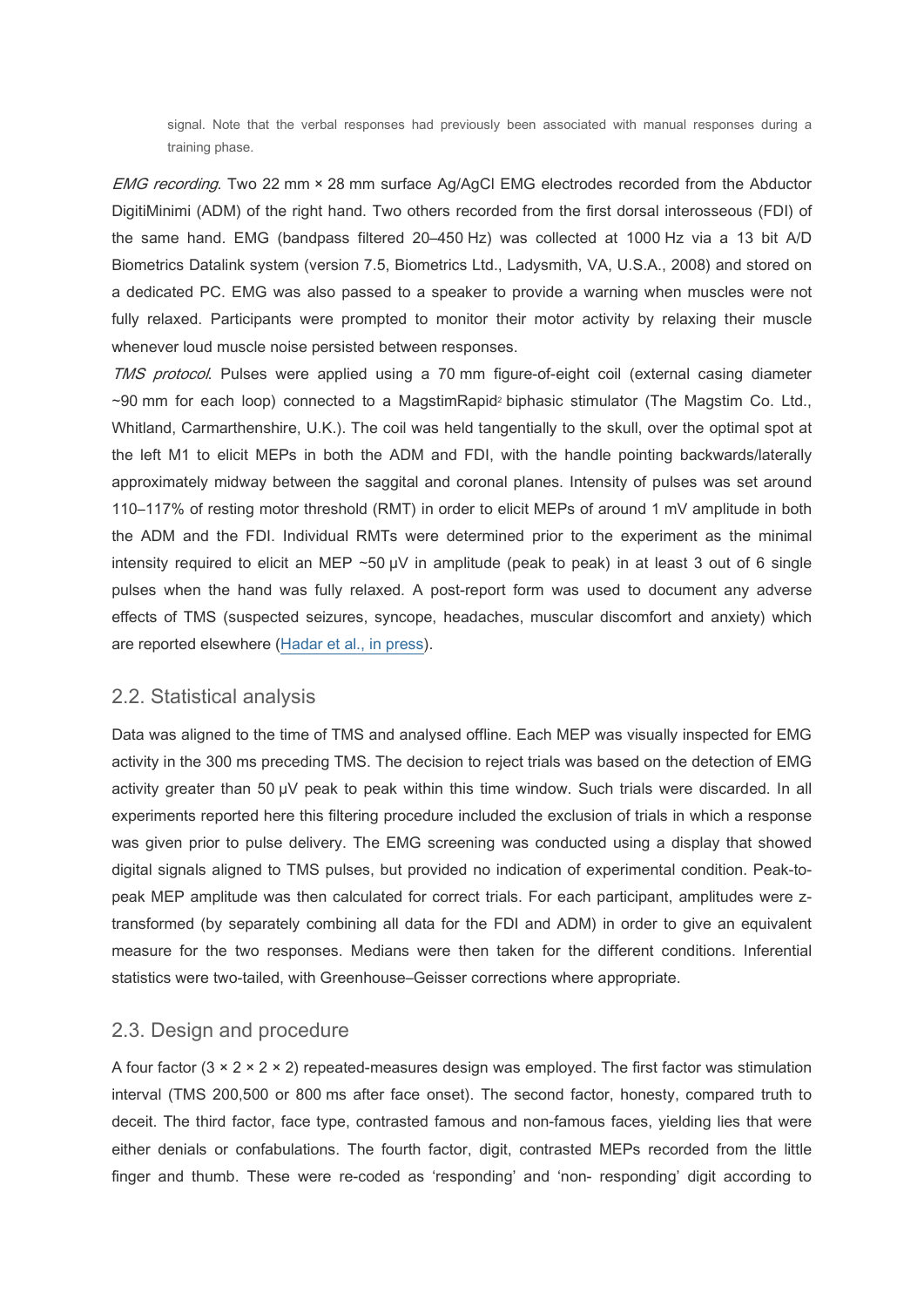signal. Note that the verbal responses had previously been associated with manual responses during a training phase.

*EMG recording*. Two 22 mm × 28 mm surface Ag/AgCl EMG electrodes recorded from the Abductor DigitiMinimi (ADM) of the right hand. Two others recorded from the first dorsal interosseous (FDI) of the same hand. EMG (bandpass filtered 20–450 Hz) was collected at 1000 Hz via a 13 bit A/D Biometrics Datalink system (version 7.5, Biometrics Ltd., Ladysmith, VA, U.S.A., 2008) and stored on a dedicated PC. EMG was also passed to a speaker to provide a warning when muscles were not fully relaxed. Participants were prompted to monitor their motor activity by relaxing their muscle whenever loud muscle noise persisted between responses.

*TMS protocol*. Pulses were applied using a 70 mm figure-of-eight coil (external casing diameter ~90 mm for each loop) connected to a MagstimRapid$^2$ biphasic stimulator (The Magstim Co. Ltd., Whitland, Carmarthenshire, U.K.). The coil was held tangentially to the skull, over the optimal spot at the left M1 to elicit MEPs in both the ADM and FDI, with the handle pointing backwards/laterally approximately midway between the saggital and coronal planes. Intensity of pulses was set around 110–117% of resting motor threshold (RMT) in order to elicit MEPs of around 1 mV amplitude in both the ADM and the FDI. Individual RMTs were determined prior to the experiment as the minimal intensity required to elicit an MEP ~50 μV in amplitude (peak to peak) in at least 3 out of 6 single pulses when the hand was fully relaxed. A post-report form was used to document any adverse effects of TMS (suspected seizures, syncope, headaches, muscular discomfort and anxiety) which are reported elsewhere (Hadar et al., in press).

## 2.2. Statistical analysis

Data was aligned to the time of TMS and analysed offline. Each MEP was visually inspected for EMG activity in the 300 ms preceding TMS. The decision to reject trials was based on the detection of EMG activity greater than 50 μV peak to peak within this time window. Such trials were discarded. In all experiments reported here this filtering procedure included the exclusion of trials in which a response was given prior to pulse delivery. The EMG screening was conducted using a display that showed digital signals aligned to TMS pulses, but provided no indication of experimental condition. Peak-to-peak MEP amplitude was then calculated for correct trials. For each participant, amplitudes were z-transformed (by separately combining all data for the FDI and ADM) in order to give an equivalent measure for the two responses. Medians were then taken for the different conditions. Inferential statistics were two-tailed, with Greenhouse–Geisser corrections where appropriate.

## 2.3. Design and procedure

A four factor (3 × 2 × 2 × 2) repeated-measures design was employed. The first factor was stimulation interval (TMS 200,500 or 800 ms after face onset). The second factor, honesty, compared truth to deceit. The third factor, face type, contrasted famous and non-famous faces, yielding lies that were either denials or confabulations. The fourth factor, digit, contrasted MEPs recorded from the little finger and thumb. These were re-coded as 'responding' and 'non- responding' digit according to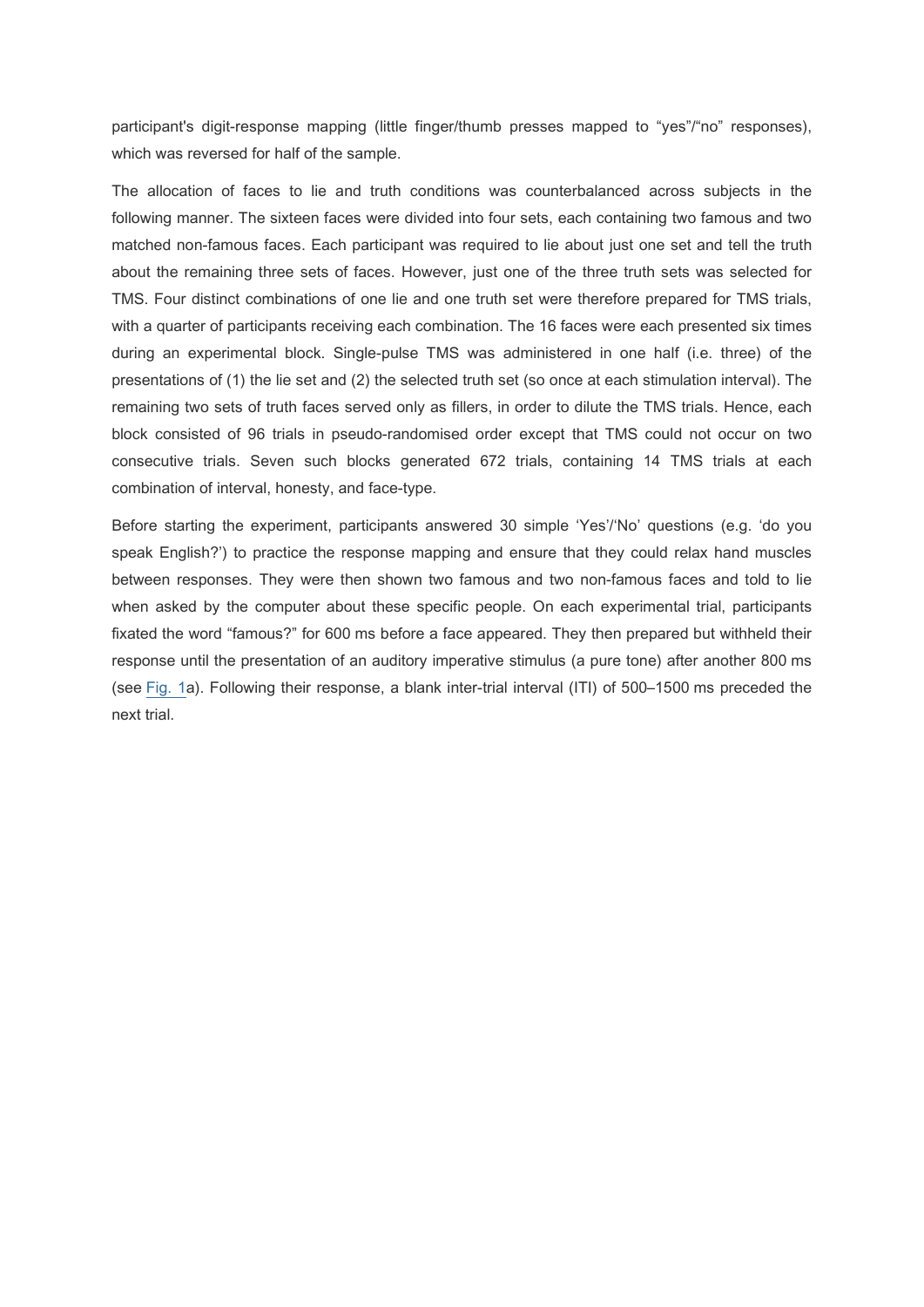participant's digit-response mapping (little finger/thumb presses mapped to "yes"/"no" responses), which was reversed for half of the sample.

The allocation of faces to lie and truth conditions was counterbalanced across subjects in the following manner. The sixteen faces were divided into four sets, each containing two famous and two matched non-famous faces. Each participant was required to lie about just one set and tell the truth about the remaining three sets of faces. However, just one of the three truth sets was selected for TMS. Four distinct combinations of one lie and one truth set were therefore prepared for TMS trials, with a quarter of participants receiving each combination. The 16 faces were each presented six times during an experimental block. Single-pulse TMS was administered in one half (i.e. three) of the presentations of (1) the lie set and (2) the selected truth set (so once at each stimulation interval). The remaining two sets of truth faces served only as fillers, in order to dilute the TMS trials. Hence, each block consisted of 96 trials in pseudo-randomised order except that TMS could not occur on two consecutive trials. Seven such blocks generated 672 trials, containing 14 TMS trials at each combination of interval, honesty, and face-type.

Before starting the experiment, participants answered 30 simple 'Yes'/'No' questions (e.g. 'do you speak English?') to practice the response mapping and ensure that they could relax hand muscles between responses. They were then shown two famous and two non-famous faces and told to lie when asked by the computer about these specific people. On each experimental trial, participants fixated the word "famous?" for 600 ms before a face appeared. They then prepared but withheld their response until the presentation of an auditory imperative stimulus (a pure tone) after another 800 ms (see Fig. 1a). Following their response, a blank inter-trial interval (ITI) of 500–1500 ms preceded the next trial.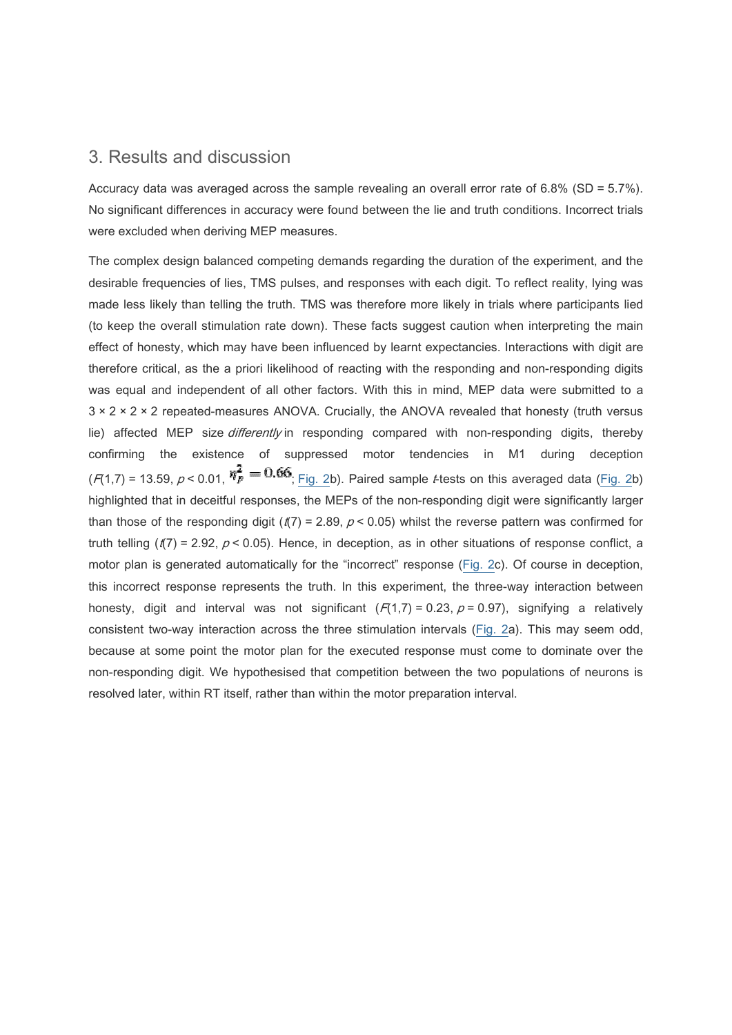## 3. Results and discussion

Accuracy data was averaged across the sample revealing an overall error rate of 6.8% (SD = 5.7%). No significant differences in accuracy were found between the lie and truth conditions. Incorrect trials were excluded when deriving MEP measures.

The complex design balanced competing demands regarding the duration of the experiment, and the desirable frequencies of lies, TMS pulses, and responses with each digit. To reflect reality, lying was made less likely than telling the truth. TMS was therefore more likely in trials where participants lied (to keep the overall stimulation rate down). These facts suggest caution when interpreting the main effect of honesty, which may have been influenced by learnt expectancies. Interactions with digit are therefore critical, as the a priori likelihood of reacting with the responding and non-responding digits was equal and independent of all other factors. With this in mind, MEP data were submitted to a 3 × 2 × 2 × 2 repeated-measures ANOVA. Crucially, the ANOVA revealed that honesty (truth versus lie) affected MEP size *differently* in responding compared with non-responding digits, thereby confirming the existence of suppressed motor tendencies in M1 during deception ($F(1,7) = 13.59$, $p < 0.01$, $\eta_p^2 = 0.66$; Fig. 2b). Paired sample *t*-tests on this averaged data (Fig. 2b) highlighted that in deceitful responses, the MEPs of the non-responding digit were significantly larger than those of the responding digit ($t(7) = 2.89$, $p < 0.05$) whilst the reverse pattern was confirmed for truth telling ($t(7) = 2.92$, $p < 0.05$). Hence, in deception, as in other situations of response conflict, a motor plan is generated automatically for the "incorrect" response (Fig. 2c). Of course in deception, this incorrect response represents the truth. In this experiment, the three-way interaction between honesty, digit and interval was not significant ($F(1,7) = 0.23$, $p = 0.97$), signifying a relatively consistent two-way interaction across the three stimulation intervals (Fig. 2a). This may seem odd, because at some point the motor plan for the executed response must come to dominate over the non-responding digit. We hypothesised that competition between the two populations of neurons is resolved later, within RT itself, rather than within the motor preparation interval.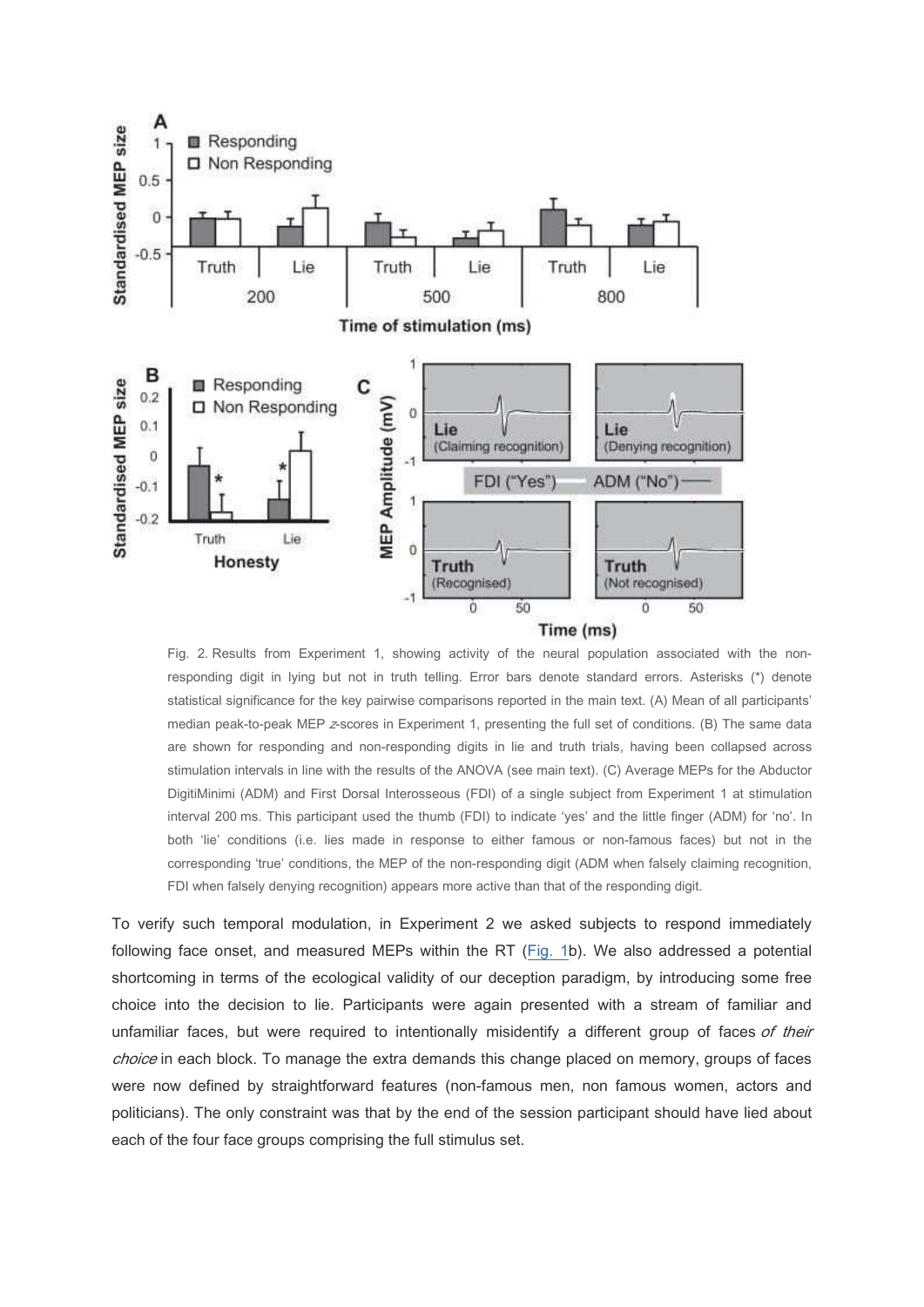Fig. 2. Results from Experiment 1, showing activity of the neural population associated with the non-responding digit in lying but not in truth telling. Error bars denote standard errors. Asterisks (*) denote statistical significance for the key pairwise comparisons reported in the main text. (A) Mean of all participants' median peak-to-peak MEP *z*-scores in Experiment 1, presenting the full set of conditions. (B) The same data are shown for responding and non-responding digits in lie and truth trials, having been collapsed across stimulation intervals in line with the results of the ANOVA (see main text). (C) Average MEPs for the Abductor DigitiMinimi (ADM) and First Dorsal Interosseous (FDI) of a single subject from Experiment 1 at stimulation interval 200 ms. This participant used the thumb (FDI) to indicate 'yes' and the little finger (ADM) for 'no'. In both 'lie' conditions (i.e. lies made in response to either famous or non-famous faces) but not in the corresponding 'true' conditions, the MEP of the non-responding digit (ADM when falsely claiming recognition, FDI when falsely denying recognition) appears more active than that of the responding digit.

To verify such temporal modulation, in Experiment 2 we asked subjects to respond immediately following face onset, and measured MEPs within the RT (Fig. 1b). We also addressed a potential shortcoming in terms of the ecological validity of our deception paradigm, by introducing some free choice into the decision to lie. Participants were again presented with a stream of familiar and unfamiliar faces, but were required to intentionally misidentify a different group of faces *of their choice* in each block. To manage the extra demands this change placed on memory, groups of faces were now defined by straightforward features (non-famous men, non famous women, actors and politicians). The only constraint was that by the end of the session participant should have lied about each of the four face groups comprising the full stimulus set.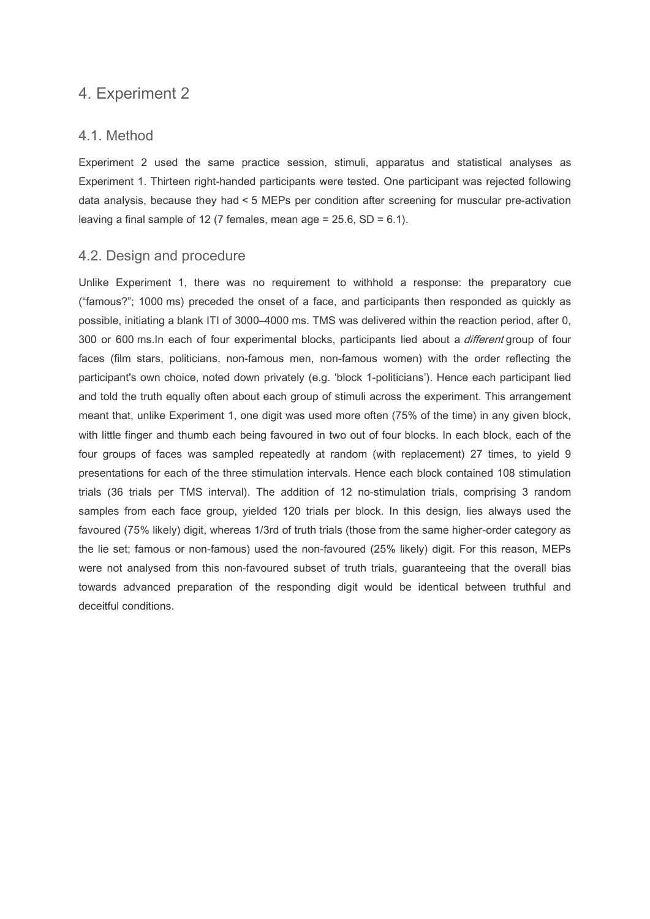# 4. Experiment 2

## 4.1. Method

Experiment 2 used the same practice session, stimuli, apparatus and statistical analyses as Experiment 1. Thirteen right-handed participants were tested. One participant was rejected following data analysis, because they had < 5 MEPs per condition after screening for muscular pre-activation leaving a final sample of 12 (7 females, mean age = 25.6, SD = 6.1).

## 4.2. Design and procedure

Unlike Experiment 1, there was no requirement to withhold a response: the preparatory cue ("famous?"; 1000 ms) preceded the onset of a face, and participants then responded as quickly as possible, initiating a blank ITI of 3000–4000 ms. TMS was delivered within the reaction period, after 0, 300 or 600 ms.In each of four experimental blocks, participants lied about a *different* group of four faces (film stars, politicians, non-famous men, non-famous women) with the order reflecting the participant's own choice, noted down privately (e.g. 'block 1-politicians'). Hence each participant lied and told the truth equally often about each group of stimuli across the experiment. This arrangement meant that, unlike Experiment 1, one digit was used more often (75% of the time) in any given block, with little finger and thumb each being favoured in two out of four blocks. In each block, each of the four groups of faces was sampled repeatedly at random (with replacement) 27 times, to yield 9 presentations for each of the three stimulation intervals. Hence each block contained 108 stimulation trials (36 trials per TMS interval). The addition of 12 no-stimulation trials, comprising 3 random samples from each face group, yielded 120 trials per block. In this design, lies always used the favoured (75% likely) digit, whereas 1/3rd of truth trials (those from the same higher-order category as the lie set; famous or non-famous) used the non-favoured (25% likely) digit. For this reason, MEPs were not analysed from this non-favoured subset of truth trials, guaranteeing that the overall bias towards advanced preparation of the responding digit would be identical between truthful and deceitful conditions.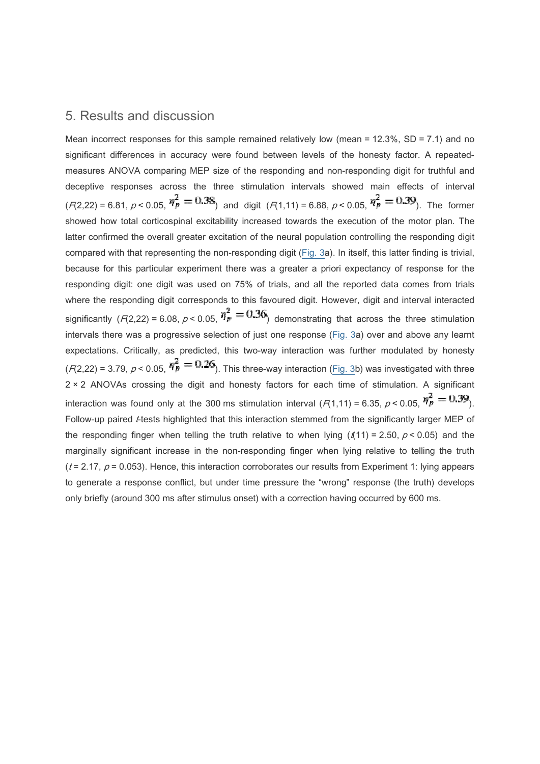## 5. Results and discussion

Mean incorrect responses for this sample remained relatively low (mean = 12.3%, SD = 7.1) and no significant differences in accuracy were found between levels of the honesty factor. A repeated-measures ANOVA comparing MEP size of the responding and non-responding digit for truthful and deceptive responses across the three stimulation intervals showed main effects of interval ($F(2,22) = 6.81$, $p < 0.05$, $\eta_p^2 = 0.38$) and digit ($F(1,11) = 6.88$, $p < 0.05$, $\eta_p^2 = 0.39$). The former showed how total corticospinal excitability increased towards the execution of the motor plan. The latter confirmed the overall greater excitation of the neural population controlling the responding digit compared with that representing the non-responding digit (Fig. 3a). In itself, this latter finding is trivial, because for this particular experiment there was a greater a priori expectancy of response for the responding digit: one digit was used on 75% of trials, and all the reported data comes from trials where the responding digit corresponds to this favoured digit. However, digit and interval interacted significantly ($F(2,22) = 6.08$, $p < 0.05$, $\eta_p^2 = 0.36$) demonstrating that across the three stimulation intervals there was a progressive selection of just one response (Fig. 3a) over and above any learnt expectations. Critically, as predicted, this two-way interaction was further modulated by honesty ($F(2,22) = 3.79$, $p < 0.05$, $\eta_p^2 = 0.26$). This three-way interaction (Fig. 3b) was investigated with three 2 × 2 ANOVAs crossing the digit and honesty factors for each time of stimulation. A significant interaction was found only at the 300 ms stimulation interval ($F(1,11) = 6.35$, $p < 0.05$, $\eta_p^2 = 0.39$). Follow-up paired *t*-tests highlighted that this interaction stemmed from the significantly larger MEP of the responding finger when telling the truth relative to when lying ($t(11) = 2.50$, $p < 0.05$) and the marginally significant increase in the non-responding finger when lying relative to telling the truth ($t = 2.17$, $p = 0.053$). Hence, this interaction corroborates our results from Experiment 1: lying appears to generate a response conflict, but under time pressure the "wrong" response (the truth) develops only briefly (around 300 ms after stimulus onset) with a correction having occurred by 600 ms.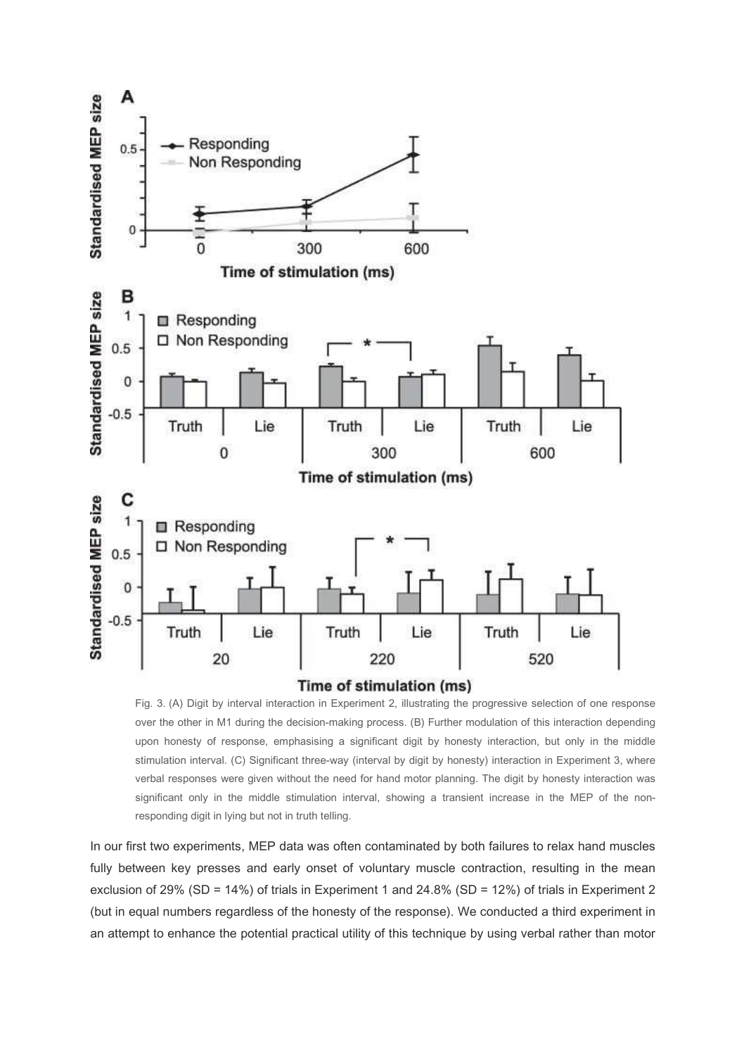Fig. 3. (A) Digit by interval interaction in Experiment 2, illustrating the progressive selection of one response over the other in M1 during the decision-making process. (B) Further modulation of this interaction depending upon honesty of response, emphasising a significant digit by honesty interaction, but only in the middle stimulation interval. (C) Significant three-way (interval by digit by honesty) interaction in Experiment 3, where verbal responses were given without the need for hand motor planning. The digit by honesty interaction was significant only in the middle stimulation interval, showing a transient increase in the MEP of the non-responding digit in lying but not in truth telling.

In our first two experiments, MEP data was often contaminated by both failures to relax hand muscles fully between key presses and early onset of voluntary muscle contraction, resulting in the mean exclusion of 29% (SD = 14%) of trials in Experiment 1 and 24.8% (SD = 12%) of trials in Experiment 2 (but in equal numbers regardless of the honesty of the response). We conducted a third experiment in an attempt to enhance the potential practical utility of this technique by using verbal rather than motor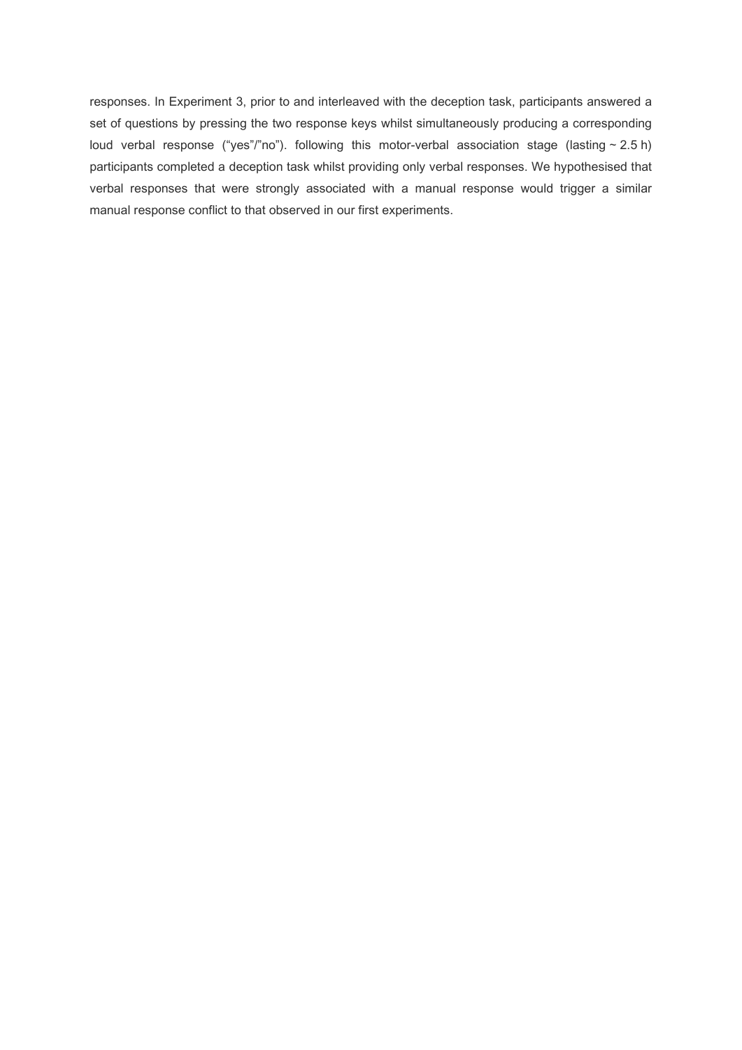responses. In Experiment 3, prior to and interleaved with the deception task, participants answered a set of questions by pressing the two response keys whilst simultaneously producing a corresponding loud verbal response ("yes"/"no"). following this motor-verbal association stage (lasting ~ 2.5 h) participants completed a deception task whilst providing only verbal responses. We hypothesised that verbal responses that were strongly associated with a manual response would trigger a similar manual response conflict to that observed in our first experiments.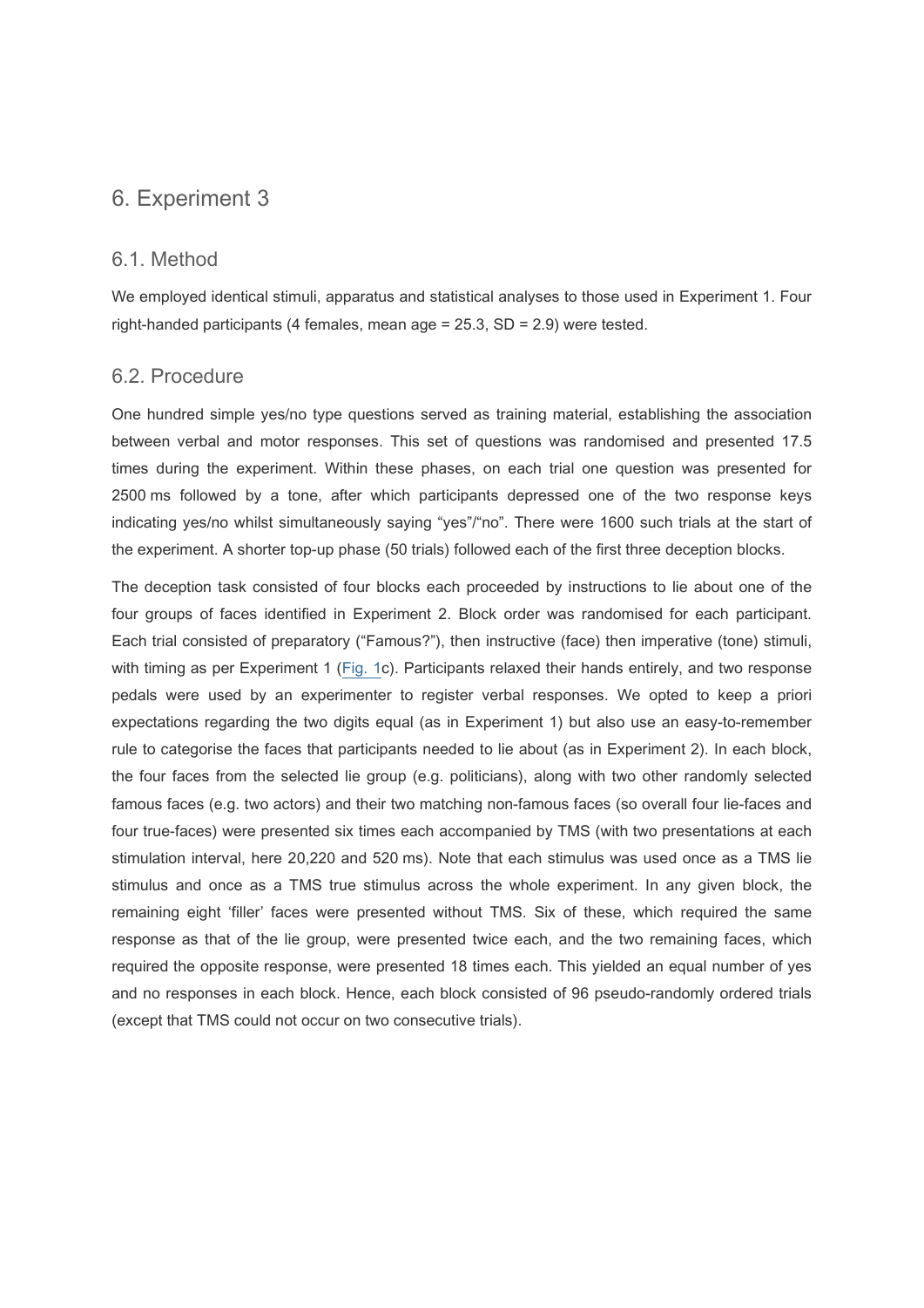# 6. Experiment 3

## 6.1. Method

We employed identical stimuli, apparatus and statistical analyses to those used in Experiment 1. Four right-handed participants (4 females, mean age = 25.3, SD = 2.9) were tested.

## 6.2. Procedure

One hundred simple yes/no type questions served as training material, establishing the association between verbal and motor responses. This set of questions was randomised and presented 17.5 times during the experiment. Within these phases, on each trial one question was presented for 2500 ms followed by a tone, after which participants depressed one of the two response keys indicating yes/no whilst simultaneously saying "yes"/"no". There were 1600 such trials at the start of the experiment. A shorter top-up phase (50 trials) followed each of the first three deception blocks.

The deception task consisted of four blocks each proceeded by instructions to lie about one of the four groups of faces identified in Experiment 2. Block order was randomised for each participant. Each trial consisted of preparatory ("Famous?"), then instructive (face) then imperative (tone) stimuli, with timing as per Experiment 1 (Fig. 1c). Participants relaxed their hands entirely, and two response pedals were used by an experimenter to register verbal responses. We opted to keep a priori expectations regarding the two digits equal (as in Experiment 1) but also use an easy-to-remember rule to categorise the faces that participants needed to lie about (as in Experiment 2). In each block, the four faces from the selected lie group (e.g. politicians), along with two other randomly selected famous faces (e.g. two actors) and their two matching non-famous faces (so overall four lie-faces and four true-faces) were presented six times each accompanied by TMS (with two presentations at each stimulation interval, here 20,220 and 520 ms). Note that each stimulus was used once as a TMS lie stimulus and once as a TMS true stimulus across the whole experiment. In any given block, the remaining eight 'filler' faces were presented without TMS. Six of these, which required the same response as that of the lie group, were presented twice each, and the two remaining faces, which required the opposite response, were presented 18 times each. This yielded an equal number of yes and no responses in each block. Hence, each block consisted of 96 pseudo-randomly ordered trials (except that TMS could not occur on two consecutive trials).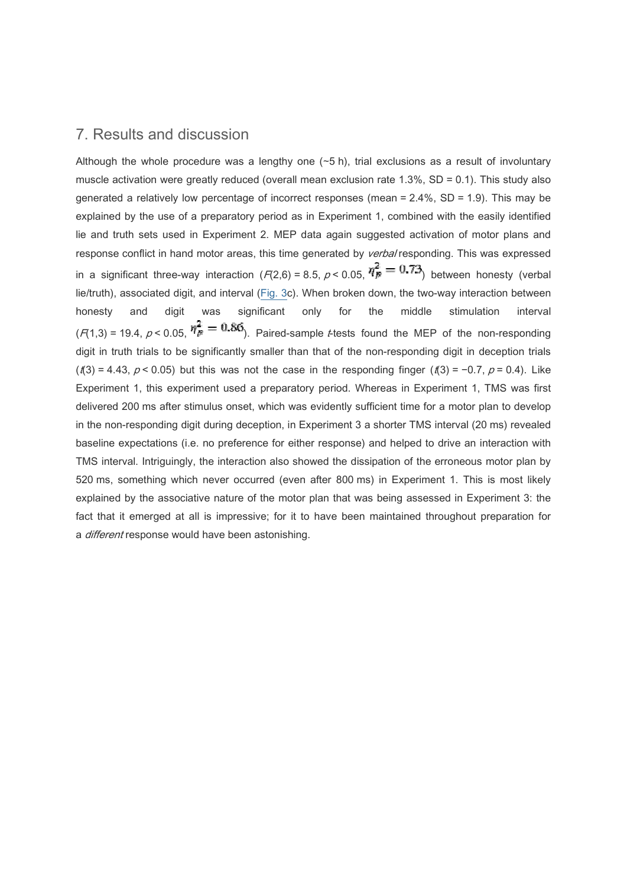## 7. Results and discussion

Although the whole procedure was a lengthy one (~5 h), trial exclusions as a result of involuntary muscle activation were greatly reduced (overall mean exclusion rate 1.3%, SD = 0.1). This study also generated a relatively low percentage of incorrect responses (mean = 2.4%, SD = 1.9). This may be explained by the use of a preparatory period as in Experiment 1, combined with the easily identified lie and truth sets used in Experiment 2. MEP data again suggested activation of motor plans and response conflict in hand motor areas, this time generated by *verbal* responding. This was expressed in a significant three-way interaction ($F(2,6) = 8.5$, $p < 0.05$, $\eta_p^2 = 0.73$) between honesty (verbal lie/truth), associated digit, and interval (Fig. 3c). When broken down, the two-way interaction between honesty and digit was significant only for the middle stimulation interval ($F(1,3) = 19.4$, $p < 0.05$, $\eta_p^2 = 0.86$). Paired-sample *t*-tests found the MEP of the non-responding digit in truth trials to be significantly smaller than that of the non-responding digit in deception trials ($t(3) = 4.43$, $p < 0.05$) but this was not the case in the responding finger ($t(3) = -0.7$, $p = 0.4$). Like Experiment 1, this experiment used a preparatory period. Whereas in Experiment 1, TMS was first delivered 200 ms after stimulus onset, which was evidently sufficient time for a motor plan to develop in the non-responding digit during deception, in Experiment 3 a shorter TMS interval (20 ms) revealed baseline expectations (i.e. no preference for either response) and helped to drive an interaction with TMS interval. Intriguingly, the interaction also showed the dissipation of the erroneous motor plan by 520 ms, something which never occurred (even after 800 ms) in Experiment 1. This is most likely explained by the associative nature of the motor plan that was being assessed in Experiment 3: the fact that it emerged at all is impressive; for it to have been maintained throughout preparation for a *different* response would have been astonishing.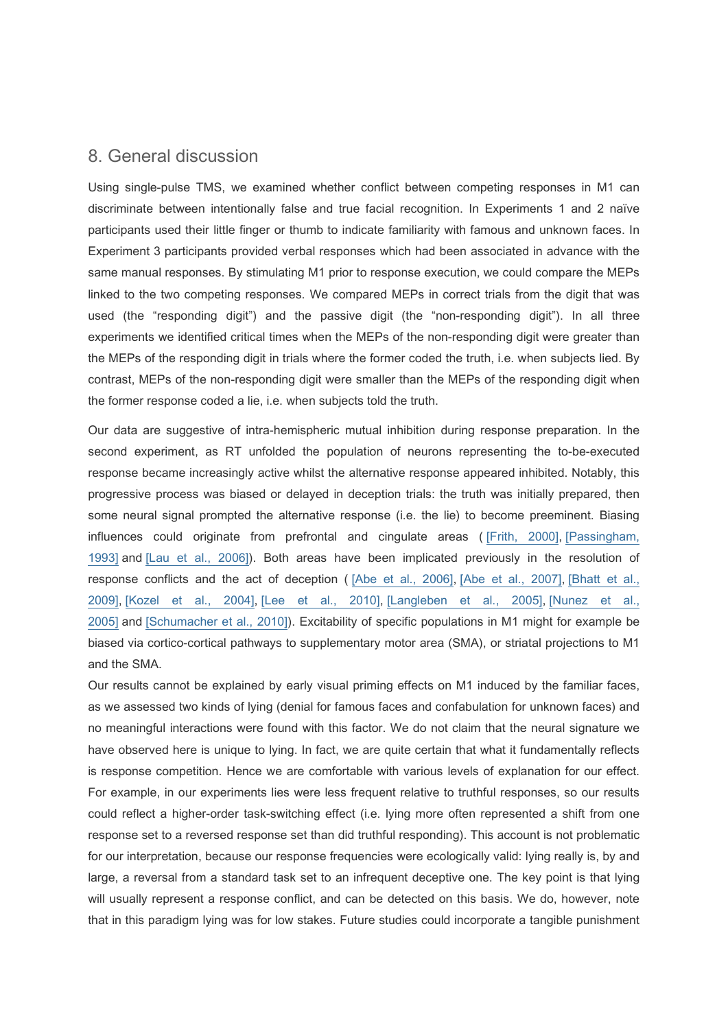## 8. General discussion

Using single-pulse TMS, we examined whether conflict between competing responses in M1 can discriminate between intentionally false and true facial recognition. In Experiments 1 and 2 naïve participants used their little finger or thumb to indicate familiarity with famous and unknown faces. In Experiment 3 participants provided verbal responses which had been associated in advance with the same manual responses. By stimulating M1 prior to response execution, we could compare the MEPs linked to the two competing responses. We compared MEPs in correct trials from the digit that was used (the "responding digit") and the passive digit (the "non-responding digit"). In all three experiments we identified critical times when the MEPs of the non-responding digit were greater than the MEPs of the responding digit in trials where the former coded the truth, i.e. when subjects lied. By contrast, MEPs of the non-responding digit were smaller than the MEPs of the responding digit when the former response coded a lie, i.e. when subjects told the truth.

Our data are suggestive of intra-hemispheric mutual inhibition during response preparation. In the second experiment, as RT unfolded the population of neurons representing the to-be-executed response became increasingly active whilst the alternative response appeared inhibited. Notably, this progressive process was biased or delayed in deception trials: the truth was initially prepared, then some neural signal prompted the alternative response (i.e. the lie) to become preeminent. Biasing influences could originate from prefrontal and cingulate areas ( [Frith, 2000], [Passingham, 1993] and [Lau et al., 2006]). Both areas have been implicated previously in the resolution of response conflicts and the act of deception ( [Abe et al., 2006], [Abe et al., 2007], [Bhatt et al., 2009], [Kozel et al., 2004], [Lee et al., 2010], [Langleben et al., 2005], [Nunez et al., 2005] and [Schumacher et al., 2010]). Excitability of specific populations in M1 might for example be biased via cortico-cortical pathways to supplementary motor area (SMA), or striatal projections to M1 and the SMA.

Our results cannot be explained by early visual priming effects on M1 induced by the familiar faces, as we assessed two kinds of lying (denial for famous faces and confabulation for unknown faces) and no meaningful interactions were found with this factor. We do not claim that the neural signature we have observed here is unique to lying. In fact, we are quite certain that what it fundamentally reflects is response competition. Hence we are comfortable with various levels of explanation for our effect. For example, in our experiments lies were less frequent relative to truthful responses, so our results could reflect a higher-order task-switching effect (i.e. lying more often represented a shift from one response set to a reversed response set than did truthful responding). This account is not problematic for our interpretation, because our response frequencies were ecologically valid: lying really is, by and large, a reversal from a standard task set to an infrequent deceptive one. The key point is that lying will usually represent a response conflict, and can be detected on this basis. We do, however, note that in this paradigm lying was for low stakes. Future studies could incorporate a tangible punishment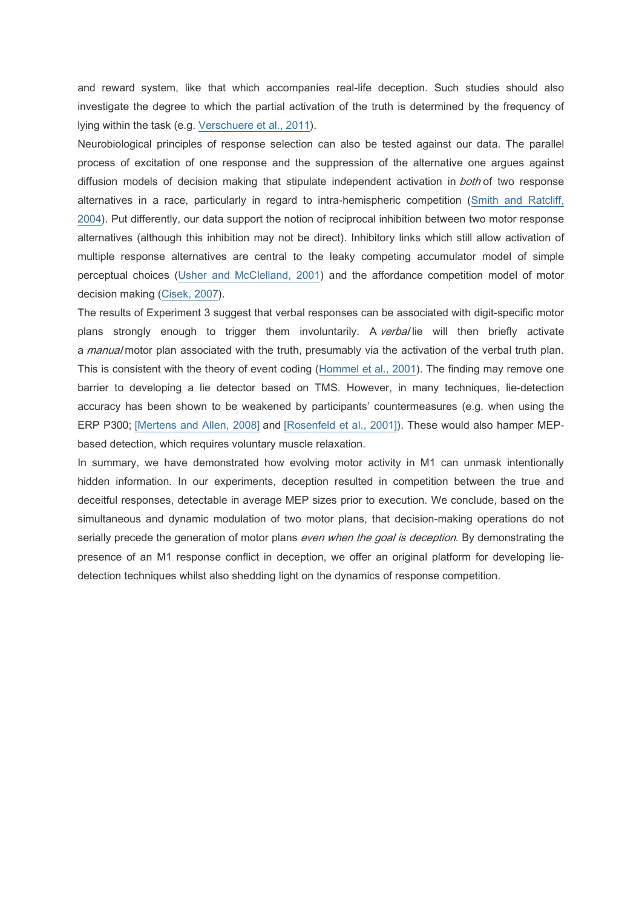and reward system, like that which accompanies real-life deception. Such studies should also investigate the degree to which the partial activation of the truth is determined by the frequency of lying within the task (e.g. Verschuere et al., 2011).

Neurobiological principles of response selection can also be tested against our data. The parallel process of excitation of one response and the suppression of the alternative one argues against diffusion models of decision making that stipulate independent activation in *both* of two response alternatives in a race, particularly in regard to intra-hemispheric competition (Smith and Ratcliff, 2004). Put differently, our data support the notion of reciprocal inhibition between two motor response alternatives (although this inhibition may not be direct). Inhibitory links which still allow activation of multiple response alternatives are central to the leaky competing accumulator model of simple perceptual choices (Usher and McClelland, 2001) and the affordance competition model of motor decision making (Cisek, 2007).

The results of Experiment 3 suggest that verbal responses can be associated with digit-specific motor plans strongly enough to trigger them involuntarily. A *verbal* lie will then briefly activate a *manual* motor plan associated with the truth, presumably via the activation of the verbal truth plan. This is consistent with the theory of event coding (Hommel et al., 2001). The finding may remove one barrier to developing a lie detector based on TMS. However, in many techniques, lie-detection accuracy has been shown to be weakened by participants' countermeasures (e.g. when using the ERP P300; [Mertens and Allen, 2008] and [Rosenfeld et al., 2001]). These would also hamper MEP-based detection, which requires voluntary muscle relaxation.

In summary, we have demonstrated how evolving motor activity in M1 can unmask intentionally hidden information. In our experiments, deception resulted in competition between the true and deceitful responses, detectable in average MEP sizes prior to execution. We conclude, based on the simultaneous and dynamic modulation of two motor plans, that decision-making operations do not serially precede the generation of motor plans *even when the goal is deception*. By demonstrating the presence of an M1 response conflict in deception, we offer an original platform for developing lie-detection techniques whilst also shedding light on the dynamics of response competition.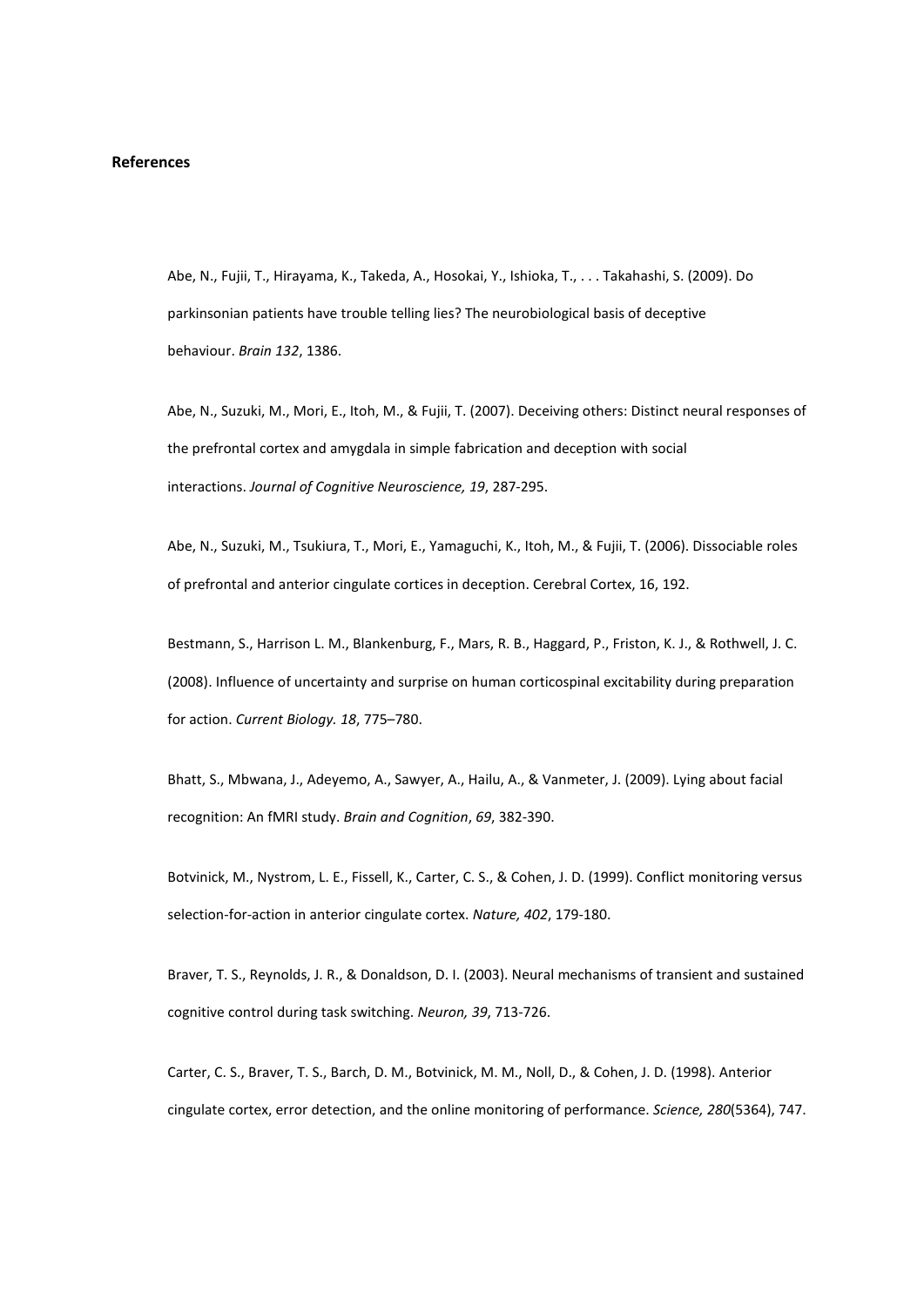**References**

Abe, N., Fujii, T., Hirayama, K., Takeda, A., Hosokai, Y., Ishioka, T., . . . Takahashi, S. (2009). Do parkinsonian patients have trouble telling lies? The neurobiological basis of deceptive behaviour. *Brain 132*, 1386.

Abe, N., Suzuki, M., Mori, E., Itoh, M., & Fujii, T. (2007). Deceiving others: Distinct neural responses of the prefrontal cortex and amygdala in simple fabrication and deception with social interactions. *Journal of Cognitive Neuroscience, 19*, 287-295.

Abe, N., Suzuki, M., Tsukiura, T., Mori, E., Yamaguchi, K., Itoh, M., & Fujii, T. (2006). Dissociable roles of prefrontal and anterior cingulate cortices in deception. Cerebral Cortex, 16, 192.

Bestmann, S., Harrison L. M., Blankenburg, F., Mars, R. B., Haggard, P., Friston, K. J., & Rothwell, J. C. (2008). Influence of uncertainty and surprise on human corticospinal excitability during preparation for action. *Current Biology. 18*, 775–780.

Bhatt, S., Mbwana, J., Adeyemo, A., Sawyer, A., Hailu, A., & Vanmeter, J. (2009). Lying about facial recognition: An fMRI study. *Brain and Cognition*, *69*, 382-390.

Botvinick, M., Nystrom, L. E., Fissell, K., Carter, C. S., & Cohen, J. D. (1999). Conflict monitoring versus selection-for-action in anterior cingulate cortex. *Nature, 402*, 179-180.

Braver, T. S., Reynolds, J. R., & Donaldson, D. I. (2003). Neural mechanisms of transient and sustained cognitive control during task switching. *Neuron, 39*, 713-726.

Carter, C. S., Braver, T. S., Barch, D. M., Botvinick, M. M., Noll, D., & Cohen, J. D. (1998). Anterior cingulate cortex, error detection, and the online monitoring of performance. *Science, 280*(5364), 747.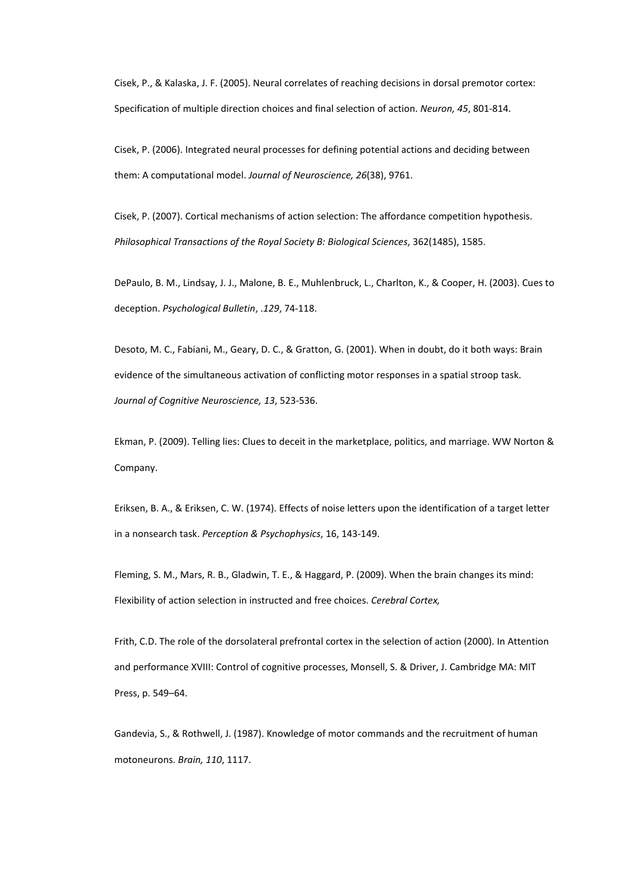Cisek, P., & Kalaska, J. F. (2005). Neural correlates of reaching decisions in dorsal premotor cortex: Specification of multiple direction choices and final selection of action. *Neuron, 45*, 801-814.

Cisek, P. (2006). Integrated neural processes for defining potential actions and deciding between them: A computational model. *Journal of Neuroscience, 26*(38), 9761.

Cisek, P. (2007). Cortical mechanisms of action selection: The affordance competition hypothesis. *Philosophical Transactions of the Royal Society B: Biological Sciences*, 362(1485), 1585.

DePaulo, B. M., Lindsay, J. J., Malone, B. E., Muhlenbruck, L., Charlton, K., & Cooper, H. (2003). Cues to deception. *Psychological Bulletin*, *.129*, 74-118.

Desoto, M. C., Fabiani, M., Geary, D. C., & Gratton, G. (2001). When in doubt, do it both ways: Brain evidence of the simultaneous activation of conflicting motor responses in a spatial stroop task. *Journal of Cognitive Neuroscience, 13*, 523-536.

Ekman, P. (2009). Telling lies: Clues to deceit in the marketplace, politics, and marriage. WW Norton & Company.

Eriksen, B. A., & Eriksen, C. W. (1974). Effects of noise letters upon the identification of a target letter in a nonsearch task. *Perception & Psychophysics*, 16, 143-149.

Fleming, S. M., Mars, R. B., Gladwin, T. E., & Haggard, P. (2009). When the brain changes its mind: Flexibility of action selection in instructed and free choices. *Cerebral Cortex,*

Frith, C.D. The role of the dorsolateral prefrontal cortex in the selection of action (2000). In Attention and performance XVIII: Control of cognitive processes, Monsell, S. & Driver, J. Cambridge MA: MIT Press, p. 549–64.

Gandevia, S., & Rothwell, J. (1987). Knowledge of motor commands and the recruitment of human motoneurons. *Brain, 110*, 1117.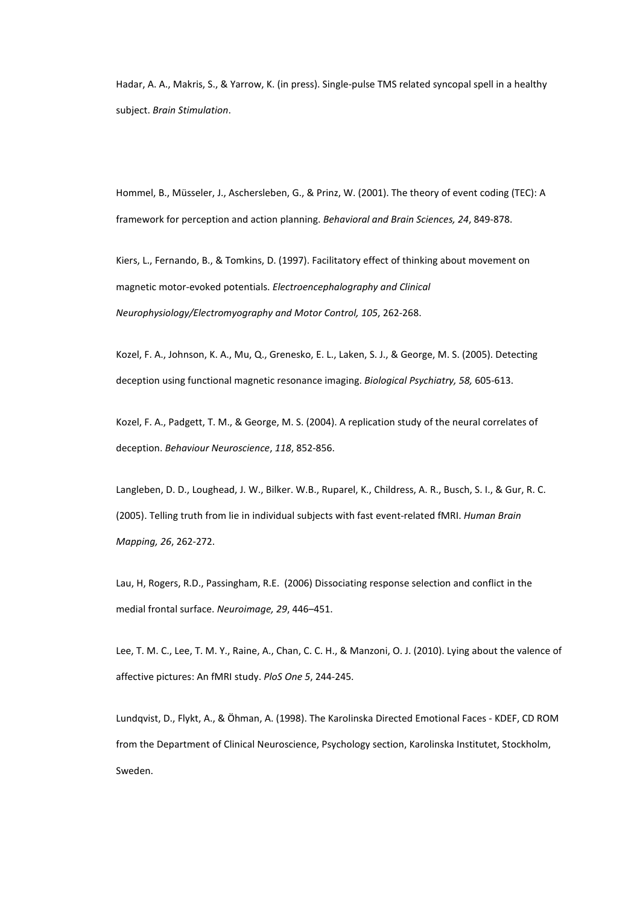Hadar, A. A., Makris, S., & Yarrow, K. (in press). Single-pulse TMS related syncopal spell in a healthy subject. *Brain Stimulation*.

Hommel, B., Müsseler, J., Aschersleben, G., & Prinz, W. (2001). The theory of event coding (TEC): A framework for perception and action planning. *Behavioral and Brain Sciences, 24*, 849-878.

Kiers, L., Fernando, B., & Tomkins, D. (1997). Facilitatory effect of thinking about movement on magnetic motor-evoked potentials. *Electroencephalography and Clinical Neurophysiology/Electromyography and Motor Control, 105*, 262-268.

Kozel, F. A., Johnson, K. A., Mu, Q., Grenesko, E. L., Laken, S. J., & George, M. S. (2005). Detecting deception using functional magnetic resonance imaging. *Biological Psychiatry, 58,* 605-613.

Kozel, F. A., Padgett, T. M., & George, M. S. (2004). A replication study of the neural correlates of deception. *Behaviour Neuroscience*, *118*, 852-856.

Langleben, D. D., Loughead, J. W., Bilker. W.B., Ruparel, K., Childress, A. R., Busch, S. I., & Gur, R. C. (2005). Telling truth from lie in individual subjects with fast event-related fMRI. *Human Brain Mapping, 26*, 262-272.

Lau, H, Rogers, R.D., Passingham, R.E. (2006) Dissociating response selection and conflict in the medial frontal surface. *Neuroimage, 29*, 446–451.

Lee, T. M. C., Lee, T. M. Y., Raine, A., Chan, C. C. H., & Manzoni, O. J. (2010). Lying about the valence of affective pictures: An fMRI study. *PloS One 5*, 244-245.

Lundqvist, D., Flykt, A., & Öhman, A. (1998). The Karolinska Directed Emotional Faces - KDEF, CD ROM from the Department of Clinical Neuroscience, Psychology section, Karolinska Institutet, Stockholm, Sweden.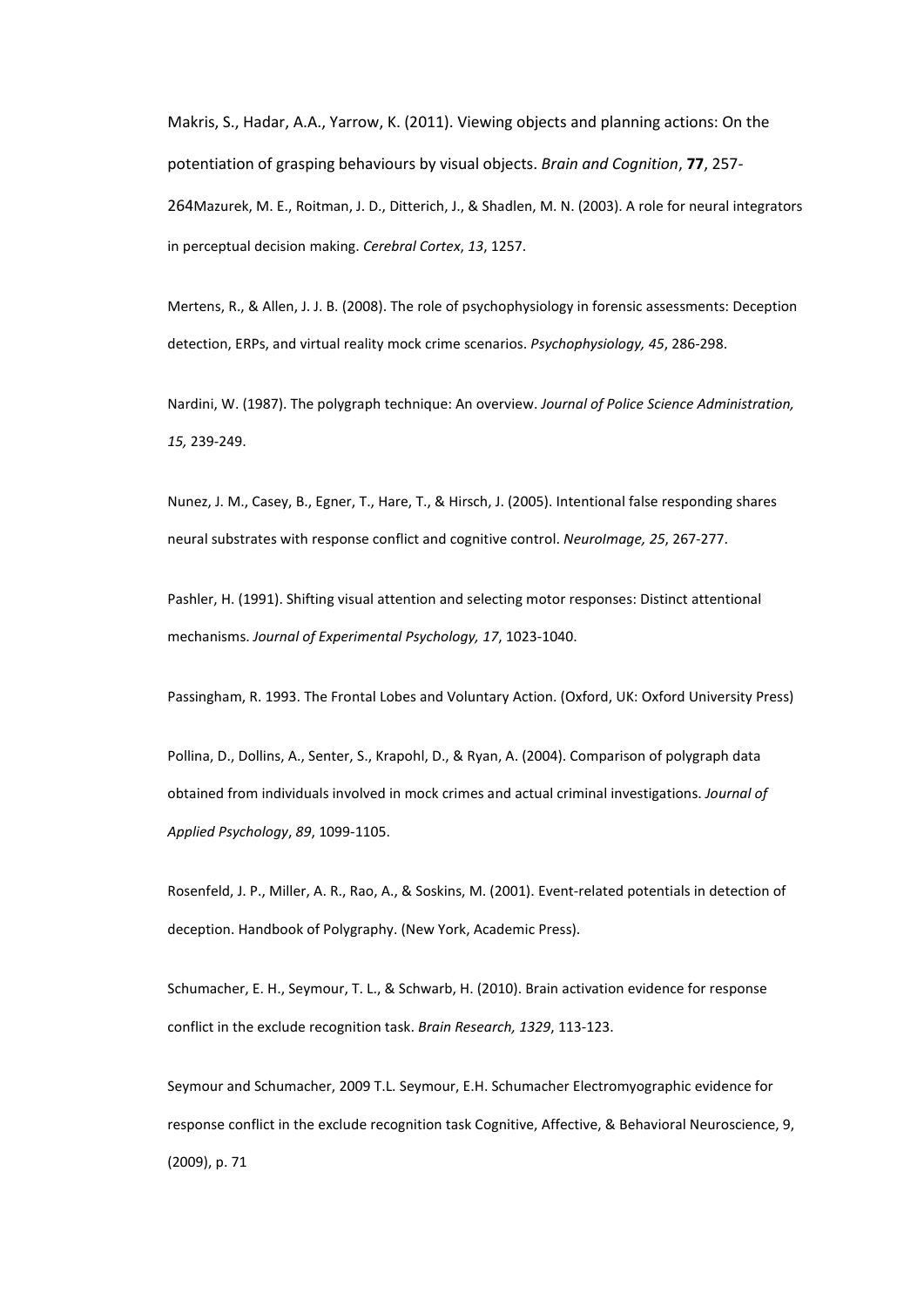Makris, S., Hadar, A.A., Yarrow, K. (2011). Viewing objects and planning actions: On the potentiation of grasping behaviours by visual objects. *Brain and Cognition*, **77**, 257-264Mazurek, M. E., Roitman, J. D., Ditterich, J., & Shadlen, M. N. (2003). A role for neural integrators in perceptual decision making. *Cerebral Cortex*, *13*, 1257.

Mertens, R., & Allen, J. J. B. (2008). The role of psychophysiology in forensic assessments: Deception detection, ERPs, and virtual reality mock crime scenarios. *Psychophysiology, 45*, 286-298.

Nardini, W. (1987). The polygraph technique: An overview. *Journal of Police Science Administration, 15,* 239-249.

Nunez, J. M., Casey, B., Egner, T., Hare, T., & Hirsch, J. (2005). Intentional false responding shares neural substrates with response conflict and cognitive control. *NeuroImage, 25*, 267-277.

Pashler, H. (1991). Shifting visual attention and selecting motor responses: Distinct attentional mechanisms. *Journal of Experimental Psychology, 17*, 1023-1040.

Passingham, R. 1993. The Frontal Lobes and Voluntary Action. (Oxford, UK: Oxford University Press)

Pollina, D., Dollins, A., Senter, S., Krapohl, D., & Ryan, A. (2004). Comparison of polygraph data obtained from individuals involved in mock crimes and actual criminal investigations. *Journal of Applied Psychology*, *89*, 1099-1105.

Rosenfeld, J. P., Miller, A. R., Rao, A., & Soskins, M. (2001). Event-related potentials in detection of deception. Handbook of Polygraphy. (New York, Academic Press).

Schumacher, E. H., Seymour, T. L., & Schwarb, H. (2010). Brain activation evidence for response conflict in the exclude recognition task. *Brain Research, 1329*, 113-123.

Seymour and Schumacher, 2009 T.L. Seymour, E.H. Schumacher Electromyographic evidence for response conflict in the exclude recognition task Cognitive, Affective, & Behavioral Neuroscience, 9, (2009), p. 71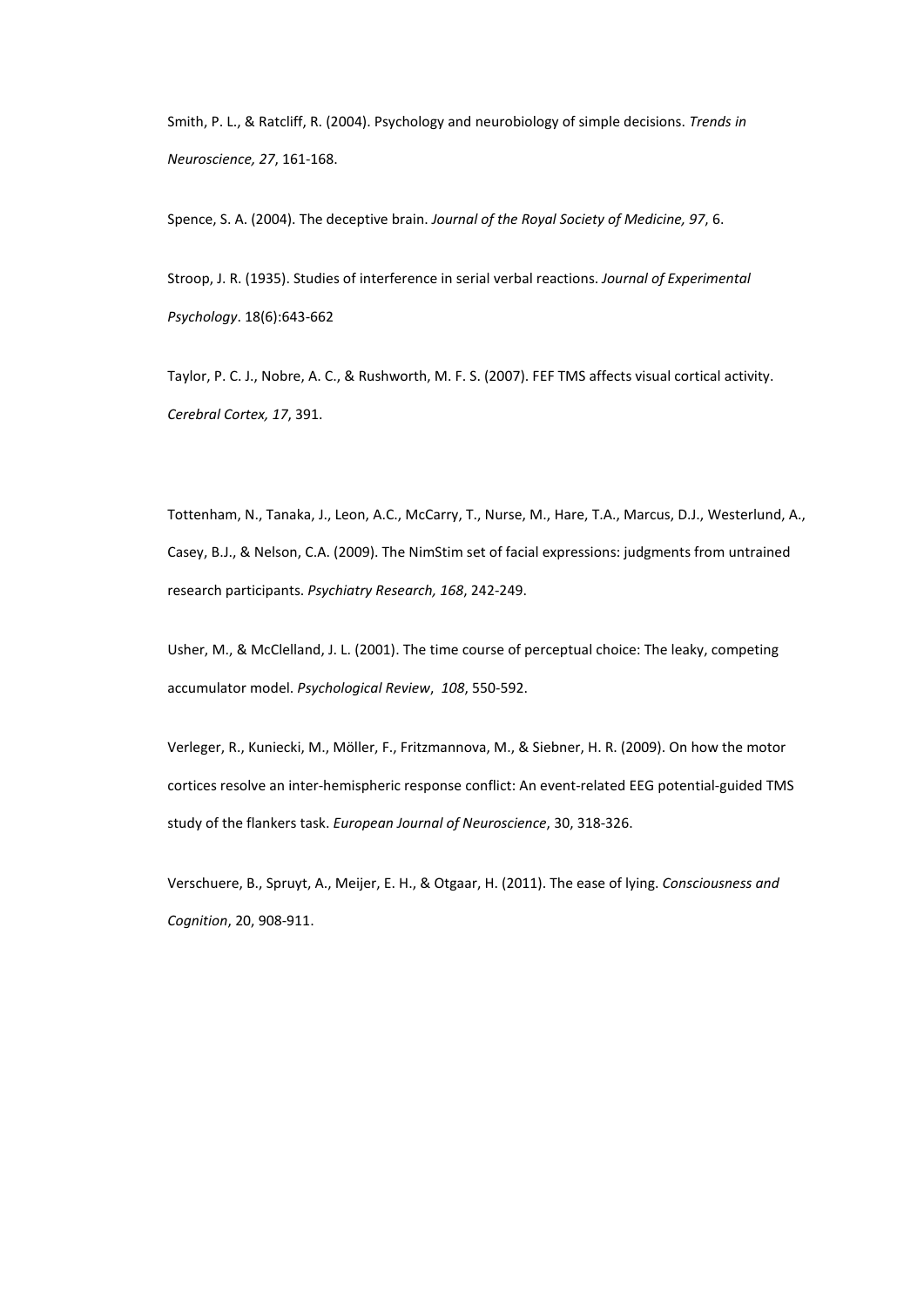Smith, P. L., & Ratcliff, R. (2004). Psychology and neurobiology of simple decisions. *Trends in Neuroscience, 27*, 161-168.

Spence, S. A. (2004). The deceptive brain. *Journal of the Royal Society of Medicine, 97*, 6.

Stroop, J. R. (1935). Studies of interference in serial verbal reactions. *Journal of Experimental Psychology*. 18(6):643-662

Taylor, P. C. J., Nobre, A. C., & Rushworth, M. F. S. (2007). FEF TMS affects visual cortical activity. *Cerebral Cortex, 17*, 391.

Tottenham, N., Tanaka, J., Leon, A.C., McCarry, T., Nurse, M., Hare, T.A., Marcus, D.J., Westerlund, A., Casey, B.J., & Nelson, C.A. (2009). The NimStim set of facial expressions: judgments from untrained research participants. *Psychiatry Research, 168*, 242-249.

Usher, M., & McClelland, J. L. (2001). The time course of perceptual choice: The leaky, competing accumulator model. *Psychological Review*, *108*, 550-592.

Verleger, R., Kuniecki, M., Möller, F., Fritzmannova, M., & Siebner, H. R. (2009). On how the motor cortices resolve an inter-hemispheric response conflict: An event-related EEG potential-guided TMS study of the flankers task. *European Journal of Neuroscience*, 30, 318-326.

Verschuere, B., Spruyt, A., Meijer, E. H., & Otgaar, H. (2011). The ease of lying. *Consciousness and Cognition*, 20, 908-911.